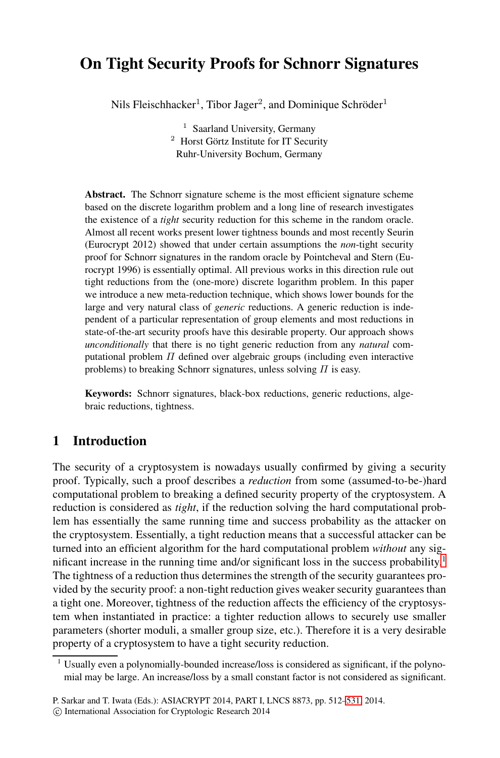# On Tight Security Proofs for Schnorr Signatures

Nils Fleischhacker[1], Tibor Jager[2], and Dominique Schröder[1]

[1] Saarland University, Germany
[2] Horst Görtz Institute for IT Security
Ruhr-University Bochum, Germany

**Abstract.** The Schnorr signature scheme is the most efficient signature scheme based on the discrete logarithm problem and a long line of research investigates the existence of a *tight* security reduction for this scheme in the random oracle. Almost all recent works present lower tightness bounds and most recently Seurin (Eurocrypt 2012) showed that under certain assumptions the *non*-tight security proof for Schnorr signatures in the random oracle by Pointcheval and Stern (Eurocrypt 1996) is essentially optimal. All previous works in this direction rule out tight reductions from the (one-more) discrete logarithm problem. In this paper we introduce a new meta-reduction technique, which shows lower bounds for the large and very natural class of *generic* reductions. A generic reduction is independent of a particular representation of group elements and most reductions in state-of-the-art security proofs have this desirable property. Our approach shows *unconditionally* that there is no tight generic reduction from any *natural* computational problem $\Pi$ defined over algebraic groups (including even interactive problems) to breaking Schnorr signatures, unless solving $\Pi$ is easy.

**Keywords:** Schnorr signatures, black-box reductions, generic reductions, algebraic reductions, tightness.

## 1 Introduction

The security of a cryptosystem is nowadays usually confirmed by giving a security proof. Typically, such a proof describes a *reduction* from some (assumed-to-be-)hard computational problem to breaking a defined security property of the cryptosystem. A reduction is considered as *tight*, if the reduction solving the hard computational problem has essentially the same running time and success probability as the attacker on the cryptosystem. Essentially, a tight reduction means that a successful attacker can be turned into an efficient algorithm for the hard computational problem *without* any significant increase in the running time and/or significant loss in the success probability.[1] The tightness of a reduction thus determines the strength of the security guarantees provided by the security proof: a non-tight reduction gives weaker security guarantees than a tight one. Moreover, tightness of the reduction affects the efficiency of the cryptosystem when instantiated in practice: a tighter reduction allows to securely use smaller parameters (shorter moduli, a smaller group size, etc.). Therefore it is a very desirable property of a cryptosystem to have a tight security reduction.

[1] Usually even a polynomially-bounded increase/loss is considered as significant, if the polynomial may be large. An increase/loss by a small constant factor is not considered as significant.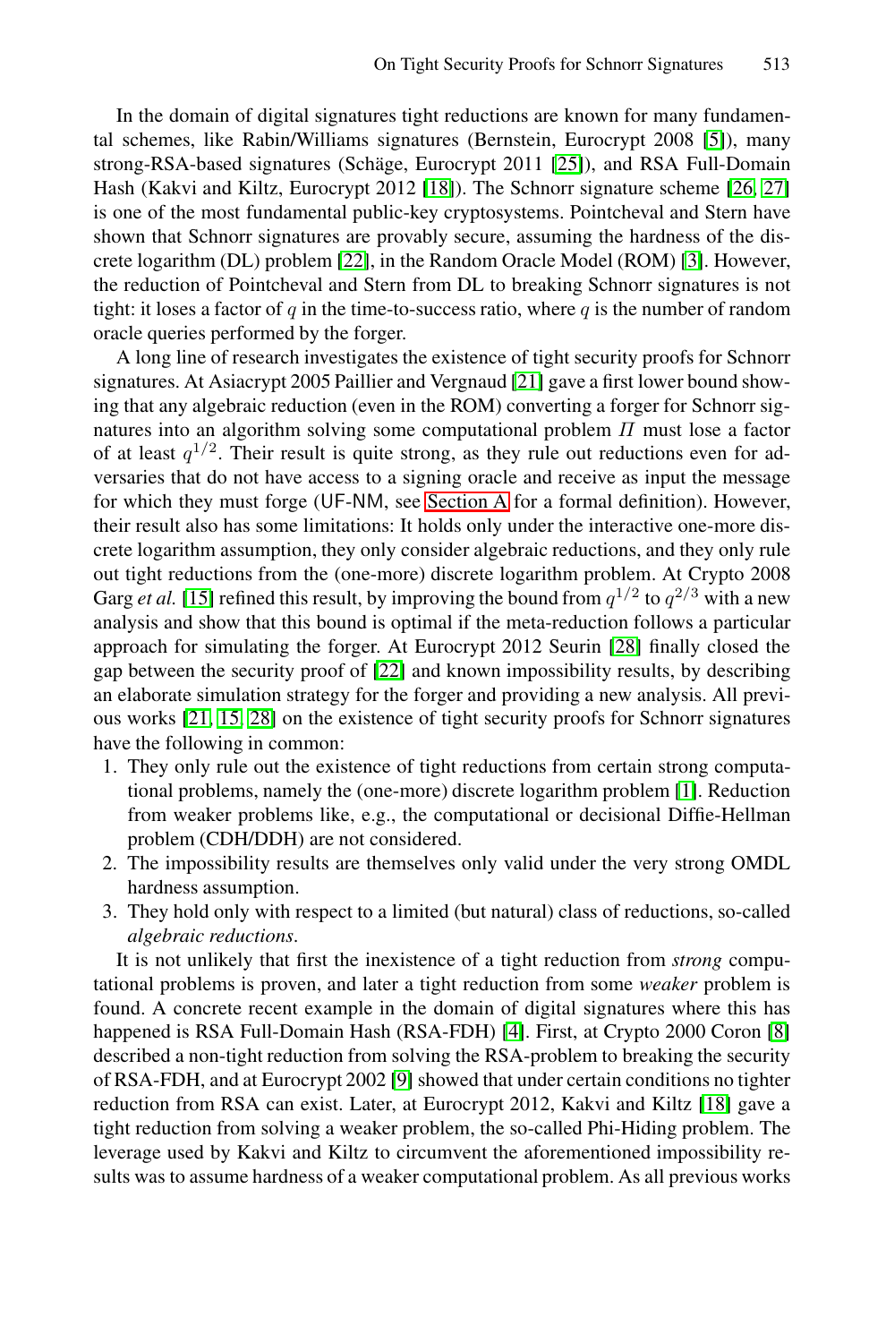In the domain of digital signatures tight reductions are known for many fundamental schemes, like Rabin/Williams signatures (Bernstein, Eurocrypt 2008 [5]), many strong-RSA-based signatures (Schäge, Eurocrypt 2011 [25]), and RSA Full-Domain Hash (Kakvi and Kiltz, Eurocrypt 2012 [18]). The Schnorr signature scheme [26, 27] is one of the most fundamental public-key cryptosystems. Pointcheval and Stern have shown that Schnorr signatures are provably secure, assuming the hardness of the discrete logarithm (DL) problem [22], in the Random Oracle Model (ROM) [3]. However, the reduction of Pointcheval and Stern from DL to breaking Schnorr signatures is not tight: it loses a factor of $q$ in the time-to-success ratio, where $q$ is the number of random oracle queries performed by the forger.

A long line of research investigates the existence of tight security proofs for Schnorr signatures. At Asiacrypt 2005 Paillier and Vergnaud [21] gave a first lower bound showing that any algebraic reduction (even in the ROM) converting a forger for Schnorr signatures into an algorithm solving some computational problem $\Pi$ must lose a factor of at least $q^{1/2}$. Their result is quite strong, as they rule out reductions even for adversaries that do not have access to a signing oracle and receive as input the message for which they must forge (UF-NM, see Section A for a formal definition). However, their result also has some limitations: It holds only under the interactive one-more discrete logarithm assumption, they only consider algebraic reductions, and they only rule out tight reductions from the (one-more) discrete logarithm problem. At Crypto 2008 Garg *et al.* [15] refined this result, by improving the bound from $q^{1/2}$ to $q^{2/3}$ with a new analysis and show that this bound is optimal if the meta-reduction follows a particular approach for simulating the forger. At Eurocrypt 2012 Seurin [28] finally closed the gap between the security proof of [22] and known impossibility results, by describing an elaborate simulation strategy for the forger and providing a new analysis. All previous works [21, 15, 28] on the existence of tight security proofs for Schnorr signatures have the following in common:

1. They only rule out the existence of tight reductions from certain strong computational problems, namely the (one-more) discrete logarithm problem [1]. Reduction from weaker problems like, e.g., the computational or decisional Diffie-Hellman problem (CDH/DDH) are not considered.
2. The impossibility results are themselves only valid under the very strong OMDL hardness assumption.
3. They hold only with respect to a limited (but natural) class of reductions, so-called *algebraic reductions*.

It is not unlikely that first the inexistence of a tight reduction from *strong* computational problems is proven, and later a tight reduction from some *weaker* problem is found. A concrete recent example in the domain of digital signatures where this has happened is RSA Full-Domain Hash (RSA-FDH) [4]. First, at Crypto 2000 Coron [8] described a non-tight reduction from solving the RSA-problem to breaking the security of RSA-FDH, and at Eurocrypt 2002 [9] showed that under certain conditions no tighter reduction from RSA can exist. Later, at Eurocrypt 2012, Kakvi and Kiltz [18] gave a tight reduction from solving a weaker problem, the so-called Phi-Hiding problem. The leverage used by Kakvi and Kiltz to circumvent the aforementioned impossibility results was to assume hardness of a weaker computational problem. As all previous works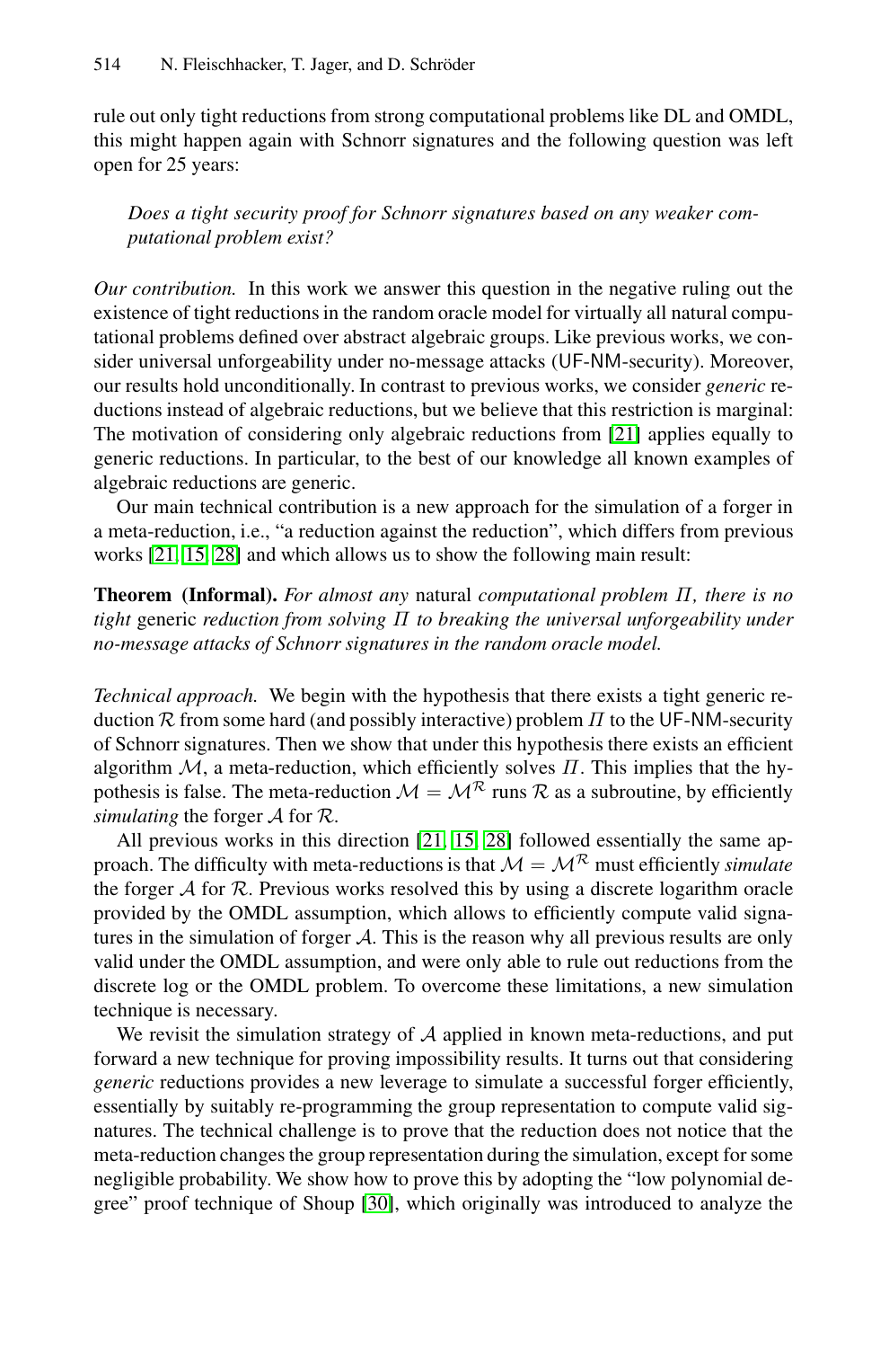rule out only tight reductions from strong computational problems like DL and OMDL, this might happen again with Schnorr signatures and the following question was left open for 25 years:

*Does a tight security proof for Schnorr signatures based on any weaker computational problem exist?*

*Our contribution.* In this work we answer this question in the negative ruling out the existence of tight reductions in the random oracle model for virtually all natural computational problems defined over abstract algebraic groups. Like previous works, we consider universal unforgeability under no-message attacks (UF-NM-security). Moreover, our results hold unconditionally. In contrast to previous works, we consider *generic* reductions instead of algebraic reductions, but we believe that this restriction is marginal: The motivation of considering only algebraic reductions from [21] applies equally to generic reductions. In particular, to the best of our knowledge all known examples of algebraic reductions are generic.

Our main technical contribution is a new approach for the simulation of a forger in a meta-reduction, i.e., "a reduction against the reduction", which differs from previous works [21, 15, 28] and which allows us to show the following main result:

**Theorem (Informal).** *For almost any* natural *computational problem $\Pi$, there is no tight* generic *reduction from solving $\Pi$ to breaking the universal unforgeability under no-message attacks of Schnorr signatures in the random oracle model.*

*Technical approach.* We begin with the hypothesis that there exists a tight generic reduction $\mathcal{R}$ from some hard (and possibly interactive) problem $\Pi$ to the UF-NM-security of Schnorr signatures. Then we show that under this hypothesis there exists an efficient algorithm $\mathcal{M}$, a meta-reduction, which efficiently solves $\Pi$. This implies that the hypothesis is false. The meta-reduction $\mathcal{M} = \mathcal{M}^{\mathcal{R}}$ runs $\mathcal{R}$ as a subroutine, by efficiently *simulating* the forger $\mathcal{A}$ for $\mathcal{R}$.

All previous works in this direction [21, 15, 28] followed essentially the same approach. The difficulty with meta-reductions is that $\mathcal{M} = \mathcal{M}^{\mathcal{R}}$ must efficiently *simulate* the forger $\mathcal{A}$ for $\mathcal{R}$. Previous works resolved this by using a discrete logarithm oracle provided by the OMDL assumption, which allows to efficiently compute valid signatures in the simulation of forger $\mathcal{A}$. This is the reason why all previous results are only valid under the OMDL assumption, and were only able to rule out reductions from the discrete log or the OMDL problem. To overcome these limitations, a new simulation technique is necessary.

We revisit the simulation strategy of $\mathcal{A}$ applied in known meta-reductions, and put forward a new technique for proving impossibility results. It turns out that considering *generic* reductions provides a new leverage to simulate a successful forger efficiently, essentially by suitably re-programming the group representation to compute valid signatures. The technical challenge is to prove that the reduction does not notice that the meta-reduction changes the group representation during the simulation, except for some negligible probability. We show how to prove this by adopting the "low polynomial degree" proof technique of Shoup [30], which originally was introduced to analyze the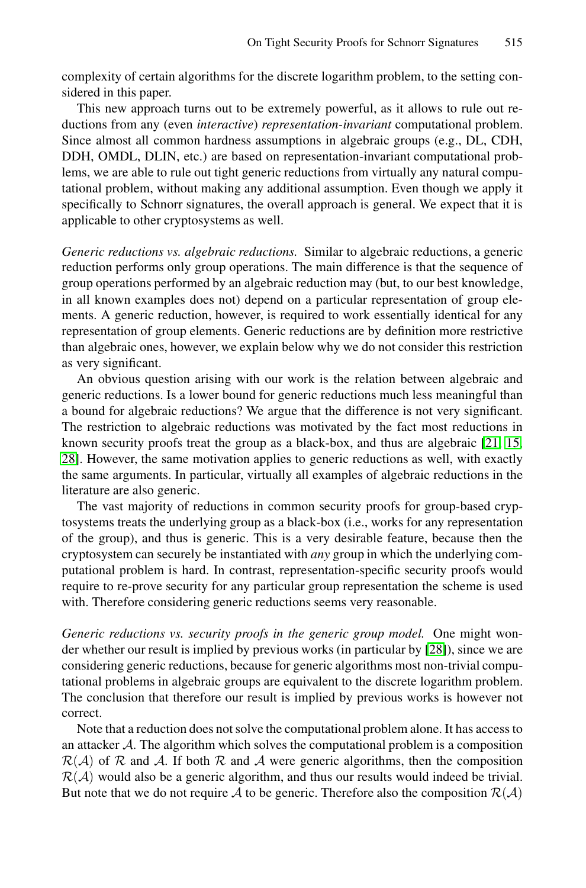complexity of certain algorithms for the discrete logarithm problem, to the setting considered in this paper.

This new approach turns out to be extremely powerful, as it allows to rule out reductions from any (even *interactive*) *representation-invariant* computational problem. Since almost all common hardness assumptions in algebraic groups (e.g., DL, CDH, DDH, OMDL, DLIN, etc.) are based on representation-invariant computational problems, we are able to rule out tight generic reductions from virtually any natural computational problem, without making any additional assumption. Even though we apply it specifically to Schnorr signatures, the overall approach is general. We expect that it is applicable to other cryptosystems as well.

*Generic reductions vs. algebraic reductions.* Similar to algebraic reductions, a generic reduction performs only group operations. The main difference is that the sequence of group operations performed by an algebraic reduction may (but, to our best knowledge, in all known examples does not) depend on a particular representation of group elements. A generic reduction, however, is required to work essentially identical for any representation of group elements. Generic reductions are by definition more restrictive than algebraic ones, however, we explain below why we do not consider this restriction as very significant.

An obvious question arising with our work is the relation between algebraic and generic reductions. Is a lower bound for generic reductions much less meaningful than a bound for algebraic reductions? We argue that the difference is not very significant. The restriction to algebraic reductions was motivated by the fact most reductions in known security proofs treat the group as a black-box, and thus are algebraic [21, 15, 28]. However, the same motivation applies to generic reductions as well, with exactly the same arguments. In particular, virtually all examples of algebraic reductions in the literature are also generic.

The vast majority of reductions in common security proofs for group-based cryptosystems treats the underlying group as a black-box (i.e., works for any representation of the group), and thus is generic. This is a very desirable feature, because then the cryptosystem can securely be instantiated with *any* group in which the underlying computational problem is hard. In contrast, representation-specific security proofs would require to re-prove security for any particular group representation the scheme is used with. Therefore considering generic reductions seems very reasonable.

*Generic reductions vs. security proofs in the generic group model.* One might wonder whether our result is implied by previous works (in particular by [28]), since we are considering generic reductions, because for generic algorithms most non-trivial computational problems in algebraic groups are equivalent to the discrete logarithm problem. The conclusion that therefore our result is implied by previous works is however not correct.

Note that a reduction does not solve the computational problem alone. It has access to an attacker $\mathcal{A}$. The algorithm which solves the computational problem is a composition $\mathcal{R}(\mathcal{A})$ of $\mathcal{R}$ and $\mathcal{A}$. If both $\mathcal{R}$ and $\mathcal{A}$ were generic algorithms, then the composition $\mathcal{R}(\mathcal{A})$ would also be a generic algorithm, and thus our results would indeed be trivial. But note that we do not require $\mathcal{A}$ to be generic. Therefore also the composition $\mathcal{R}(\mathcal{A})$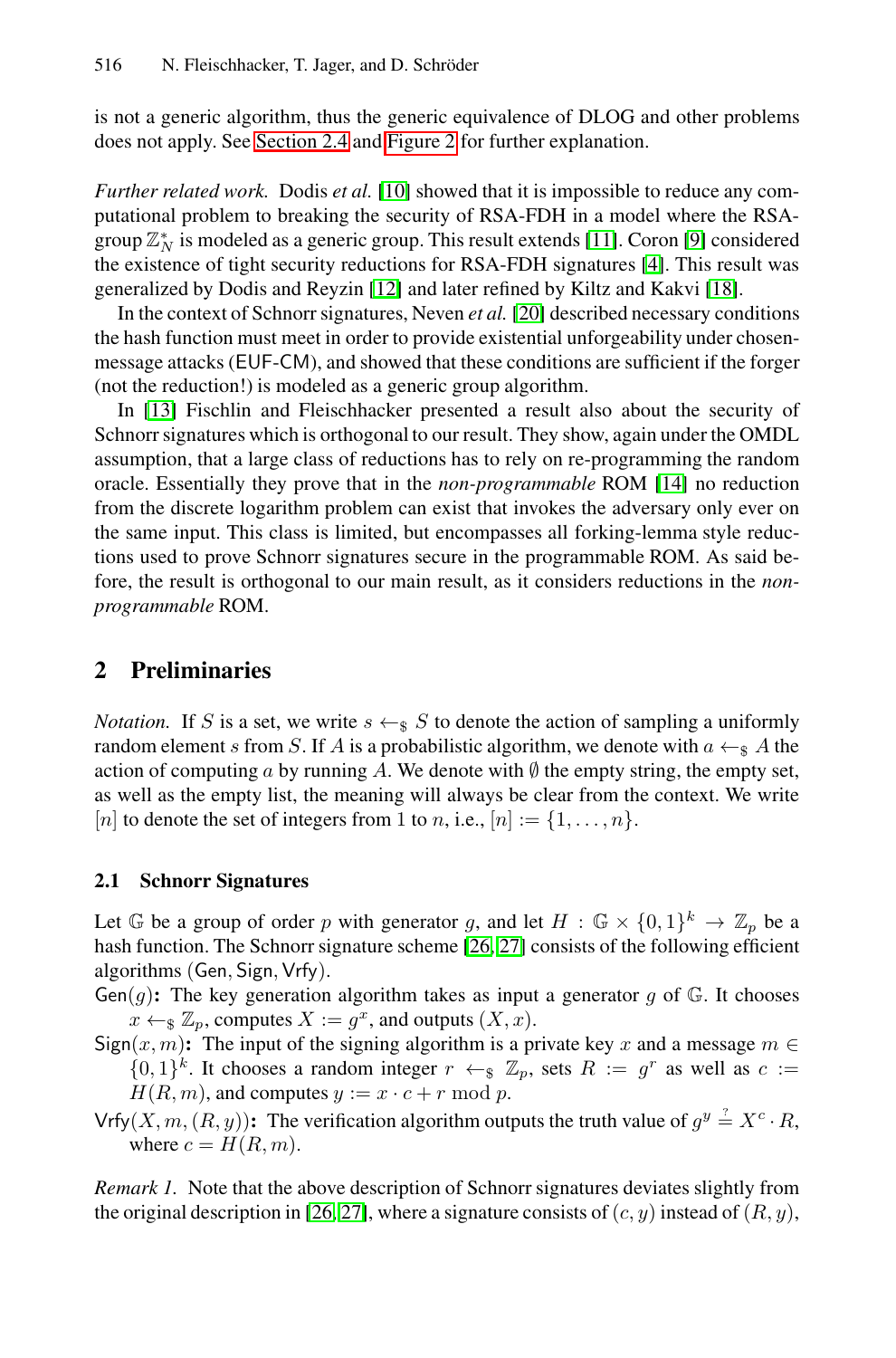is not a generic algorithm, thus the generic equivalence of DLOG and other problems does not apply. See Section 2.4 and Figure 2 for further explanation.

*Further related work.* Dodis *et al.* [10] showed that it is impossible to reduce any computational problem to breaking the security of RSA-FDH in a model where the RSA-group $\mathbb{Z}_N^*$ is modeled as a generic group. This result extends [11]. Coron [9] considered the existence of tight security reductions for RSA-FDH signatures [4]. This result was generalized by Dodis and Reyzin [12] and later refined by Kiltz and Kakvi [18].

In the context of Schnorr signatures, Neven *et al.* [20] described necessary conditions the hash function must meet in order to provide existential unforgeability under chosen-message attacks (EUF-CM), and showed that these conditions are sufficient if the forger (not the reduction!) is modeled as a generic group algorithm.

In [13] Fischlin and Fleischhacker presented a result also about the security of Schnorr signatures which is orthogonal to our result. They show, again under the OMDL assumption, that a large class of reductions has to rely on re-programming the random oracle. Essentially they prove that in the *non-programmable* ROM [14] no reduction from the discrete logarithm problem can exist that invokes the adversary only ever on the same input. This class is limited, but encompasses all forking-lemma style reductions used to prove Schnorr signatures secure in the programmable ROM. As said before, the result is orthogonal to our main result, as it considers reductions in the *non-programmable* ROM.

## 2 Preliminaries

*Notation.* If $S$ is a set, we write $s \leftarrow_{\$} S$ to denote the action of sampling a uniformly random element $s$ from $S$. If $A$ is a probabilistic algorithm, we denote with $a \leftarrow_{\$} A$ the action of computing $a$ by running $A$. We denote with $\emptyset$ the empty string, the empty set, as well as the empty list, the meaning will always be clear from the context. We write $[n]$ to denote the set of integers from 1 to $n$, i.e., $[n] := \{1, \ldots, n\}$.

### 2.1 Schnorr Signatures

Let $\mathbb{G}$ be a group of order $p$ with generator $g$, and let $H : \mathbb{G} \times \{0,1\}^k \to \mathbb{Z}_p$ be a hash function. The Schnorr signature scheme [26, 27] consists of the following efficient algorithms $(\mathsf{Gen}, \mathsf{Sign}, \mathsf{Vrfy})$.

$\mathsf{Gen}(g)$**:** The key generation algorithm takes as input a generator $g$ of $\mathbb{G}$. It chooses $x \leftarrow_{\$} \mathbb{Z}_p$, computes $X := g^x$, and outputs $(X, x)$.

$\mathsf{Sign}(x, m)$**:** The input of the signing algorithm is a private key $x$ and a message $m \in \{0,1\}^k$. It chooses a random integer $r \leftarrow_{\$} \mathbb{Z}_p$, sets $R := g^r$ as well as $c := H(R, m)$, and computes $y := x \cdot c + r \bmod p$.

$\mathsf{Vrfy}(X, m, (R, y))$**:** The verification algorithm outputs the truth value of $g^y \stackrel{?}{=} X^c \cdot R$, where $c = H(R, m)$.

*Remark 1.* Note that the above description of Schnorr signatures deviates slightly from the original description in [26, 27], where a signature consists of $(c, y)$ instead of $(R, y)$,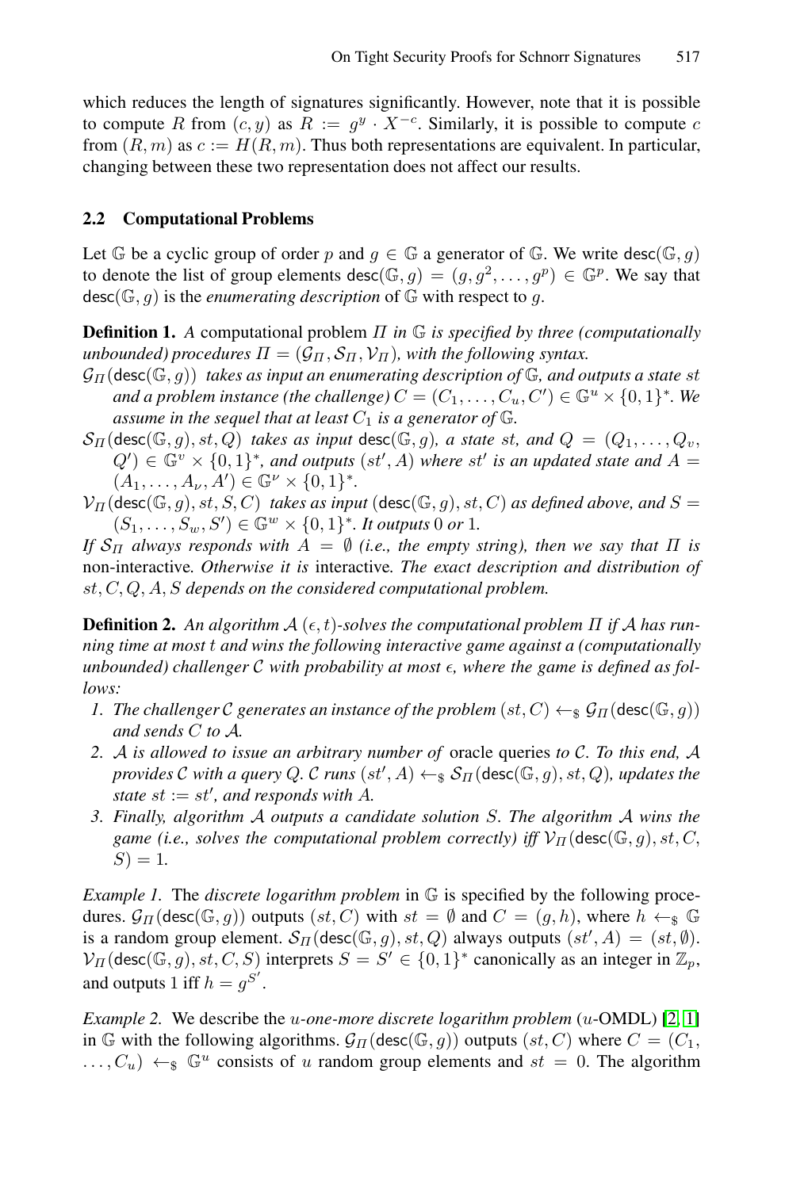which reduces the length of signatures significantly. However, note that it is possible to compute $R$ from $(c, y)$ as $R := g^y \cdot X^{-c}$. Similarly, it is possible to compute $c$ from $(R, m)$ as $c := H(R, m)$. Thus both representations are equivalent. In particular, changing between these two representation does not affect our results.

### 2.2 Computational Problems

Let $\mathbb{G}$ be a cyclic group of order $p$ and $g \in \mathbb{G}$ a generator of $\mathbb{G}$. We write $\mathsf{desc}(\mathbb{G}, g)$ to denote the list of group elements $\mathsf{desc}(\mathbb{G}, g) = (g, g^2, \ldots, g^p) \in \mathbb{G}^p$. We say that $\mathsf{desc}(\mathbb{G}, g)$ is the *enumerating description* of $\mathbb{G}$ with respect to $g$.

**Definition 1.** *A* computational problem $\Pi$ *in* $\mathbb{G}$ *is specified by three (computationally unbounded) procedures* $\Pi = (\mathcal{G}_\Pi, \mathcal{S}_\Pi, \mathcal{V}_\Pi)$*, with the following syntax.*

$\mathcal{G}_\Pi(\mathsf{desc}(\mathbb{G}, g))$ *takes as input an enumerating description of* $\mathbb{G}$*, and outputs a state* $st$ *and a problem instance (the challenge)* $C = (C_1, \ldots, C_u, C') \in \mathbb{G}^u \times \{0,1\}^*$*. We assume in the sequel that at least* $C_1$ *is a generator of* $\mathbb{G}$*.*

$\mathcal{S}_\Pi(\mathsf{desc}(\mathbb{G}, g), st, Q)$ *takes as input* $\mathsf{desc}(\mathbb{G}, g)$*, a state* $st$*, and* $Q = (Q_1, \ldots, Q_v, Q') \in \mathbb{G}^v \times \{0,1\}^*$*, and outputs* $(st', A)$ *where* $st'$ *is an updated state and* $A = (A_1, \ldots, A_\nu, A') \in \mathbb{G}^\nu \times \{0,1\}^*$*.*

$\mathcal{V}_\Pi(\mathsf{desc}(\mathbb{G}, g), st, S, C)$ *takes as input* $(\mathsf{desc}(\mathbb{G}, g), st, C)$ *as defined above, and* $S = (S_1, \ldots, S_w, S') \in \mathbb{G}^w \times \{0,1\}^*$*. It outputs* 0 *or* 1*.*

*If* $\mathcal{S}_\Pi$ *always responds with* $A = \emptyset$ *(i.e., the empty string), then we say that* $\Pi$ *is* non-interactive*. Otherwise it is* interactive*. The exact description and distribution of* $st, C, Q, A, S$ *depends on the considered computational problem.*

**Definition 2.** *An algorithm* $\mathcal{A}$ $(\epsilon, t)$*-solves the computational problem* $\Pi$ *if* $\mathcal{A}$ *has running time at most* $t$ *and wins the following interactive game against a (computationally unbounded) challenger* $\mathcal{C}$ *with probability at most* $\epsilon$*, where the game is defined as follows:*

1. *The challenger* $\mathcal{C}$ *generates an instance of the problem* $(st, C) \leftarrow_\$ \mathcal{G}_\Pi(\mathsf{desc}(\mathbb{G}, g))$ *and sends* $C$ *to* $\mathcal{A}$*.*
2. $\mathcal{A}$ *is allowed to issue an arbitrary number of* oracle queries *to* $\mathcal{C}$*. To this end,* $\mathcal{A}$ *provides* $\mathcal{C}$ *with a query* $Q$*.* $\mathcal{C}$ *runs* $(st', A) \leftarrow_\$ \mathcal{S}_\Pi(\mathsf{desc}(\mathbb{G}, g), st, Q)$*, updates the state* $st := st'$*, and responds with* $A$*.*
3. *Finally, algorithm* $\mathcal{A}$ *outputs a candidate solution* $S$*. The algorithm* $\mathcal{A}$ *wins the game (i.e., solves the computational problem correctly) iff* $\mathcal{V}_\Pi(\mathsf{desc}(\mathbb{G}, g), st, C, S) = 1$*.*

*Example 1.* The *discrete logarithm problem* in $\mathbb{G}$ is specified by the following procedures. $\mathcal{G}_\Pi(\mathsf{desc}(\mathbb{G}, g))$ outputs $(st, C)$ with $st = \emptyset$ and $C = (g, h)$, where $h \leftarrow_\$ \mathbb{G}$ is a random group element. $\mathcal{S}_\Pi(\mathsf{desc}(\mathbb{G}, g), st, Q)$ always outputs $(st', A) = (st, \emptyset)$. $\mathcal{V}_\Pi(\mathsf{desc}(\mathbb{G}, g), st, C, S)$ interprets $S = S' \in \{0,1\}^*$ canonically as an integer in $\mathbb{Z}_p$, and outputs 1 iff $h = g^{S'}$.

*Example 2.* We describe the $u$*-one-more discrete logarithm problem* ($u$-OMDL) [2, 1] in $\mathbb{G}$ with the following algorithms. $\mathcal{G}_\Pi(\mathsf{desc}(\mathbb{G}, g))$ outputs $(st, C)$ where $C = (C_1, \ldots, C_u) \leftarrow_\$ \mathbb{G}^u$ consists of $u$ random group elements and $st = 0$. The algorithm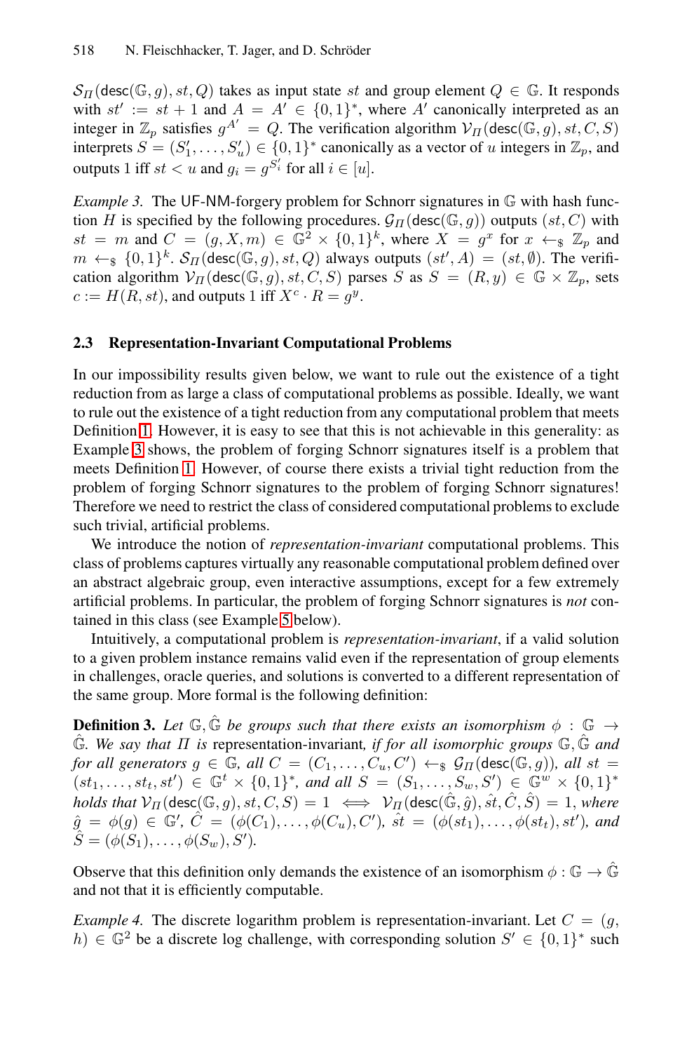$\mathcal{S}_\Pi(\mathsf{desc}(\mathbb{G}, g), st, Q)$ takes as input state $st$ and group element $Q \in \mathbb{G}$. It responds with $st' := st + 1$ and $A = A' \in \{0,1\}^*$, where $A'$ canonically interpreted as an integer in $\mathbb{Z}_p$ satisfies $g^{A'} = Q$. The verification algorithm $\mathcal{V}_\Pi(\mathsf{desc}(\mathbb{G}, g), st, C, S)$ interprets $S = (S'_1, \ldots, S'_u) \in \{0,1\}^*$ canonically as a vector of $u$ integers in $\mathbb{Z}_p$, and outputs 1 iff $st < u$ and $g_i = g^{S'_i}$ for all $i \in [u]$.

*Example 3.* The UF-NM-forgery problem for Schnorr signatures in $\mathbb{G}$ with hash function $H$ is specified by the following procedures. $\mathcal{G}_\Pi(\mathsf{desc}(\mathbb{G}, g))$ outputs $(st, C)$ with $st = m$ and $C = (g, X, m) \in \mathbb{G}^2 \times \{0,1\}^k$, where $X = g^x$ for $x \leftarrow_\$ \mathbb{Z}_p$ and $m \leftarrow_\$ \{0,1\}^k$. $\mathcal{S}_\Pi(\mathsf{desc}(\mathbb{G}), st, Q)$ always outputs $(st', A) = (st, \emptyset)$. The verification algorithm $\mathcal{V}_\Pi(\mathsf{desc}(\mathbb{G}, g), st, C, S)$ parses $S$ as $S = (R, y) \in \mathbb{G} \times \mathbb{Z}_p$, sets $c := H(R, st)$, and outputs 1 iff $X^c \cdot R = g^y$.

### 2.3 Representation-Invariant Computational Problems

In our impossibility results given below, we want to rule out the existence of a tight reduction from as large a class of computational problems as possible. Ideally, we want to rule out the existence of a tight reduction from any computational problem that meets Definition 1. However, it is easy to see that this is not achievable in this generality: as Example 3 shows, the problem of forging Schnorr signatures itself is a problem that meets Definition 1. However, of course there exists a trivial tight reduction from the problem of forging Schnorr signatures to the problem of forging Schnorr signatures! Therefore we need to restrict the class of considered computational problems to exclude such trivial, artificial problems.

We introduce the notion of *representation-invariant* computational problems. This class of problems captures virtually any reasonable computational problem defined over an abstract algebraic group, even interactive assumptions, except for a few extremely artificial problems. In particular, the problem of forging Schnorr signatures is *not* contained in this class (see Example 5 below).

Intuitively, a computational problem is *representation-invariant*, if a valid solution to a given problem instance remains valid even if the representation of group elements in challenges, oracle queries, and solutions is converted to a different representation of the same group. More formal is the following definition:

**Definition 3.** *Let $\mathbb{G}, \hat{\mathbb{G}}$ be groups such that there exists an isomorphism $\phi : \mathbb{G} \to \hat{\mathbb{G}}$. We say that $\Pi$ is* representation-invariant*, if for all isomorphic groups $\mathbb{G}, \hat{\mathbb{G}}$ and for all generators $g \in \mathbb{G}$, all $C = (C_1, \ldots, C_u, C') \leftarrow_\$ \mathcal{G}_\Pi(\mathsf{desc}(\mathbb{G}, g))$, all $st = (st_1, \ldots, st_t, st') \in \mathbb{G}^t \times \{0,1\}^*$, and all $S = (S_1, \ldots, S_w, S') \in \mathbb{G}^w \times \{0,1\}^*$ holds that $\mathcal{V}_\Pi(\mathsf{desc}(\mathbb{G}, g), st, C, S) = 1 \iff \mathcal{V}_\Pi(\mathsf{desc}(\hat{\mathbb{G}}, \hat{g}), \hat{st}, \hat{C}, \hat{S}) = 1$, where $\hat{g} = \phi(g) \in \mathbb{G}'$, $\hat{C} = (\phi(C_1), \ldots, \phi(C_u), C')$, $\hat{st} = (\phi(st_1), \ldots, \phi(st_t), st')$, and $\hat{S} = (\phi(S_1), \ldots, \phi(S_w), S')$.*

Observe that this definition only demands the existence of an isomorphism $\phi : \mathbb{G} \to \hat{\mathbb{G}}$ and not that it is efficiently computable.

*Example 4.* The discrete logarithm problem is representation-invariant. Let $C = (g, h) \in \mathbb{G}^2$ be a discrete log challenge, with corresponding solution $S' \in \{0,1\}^*$ such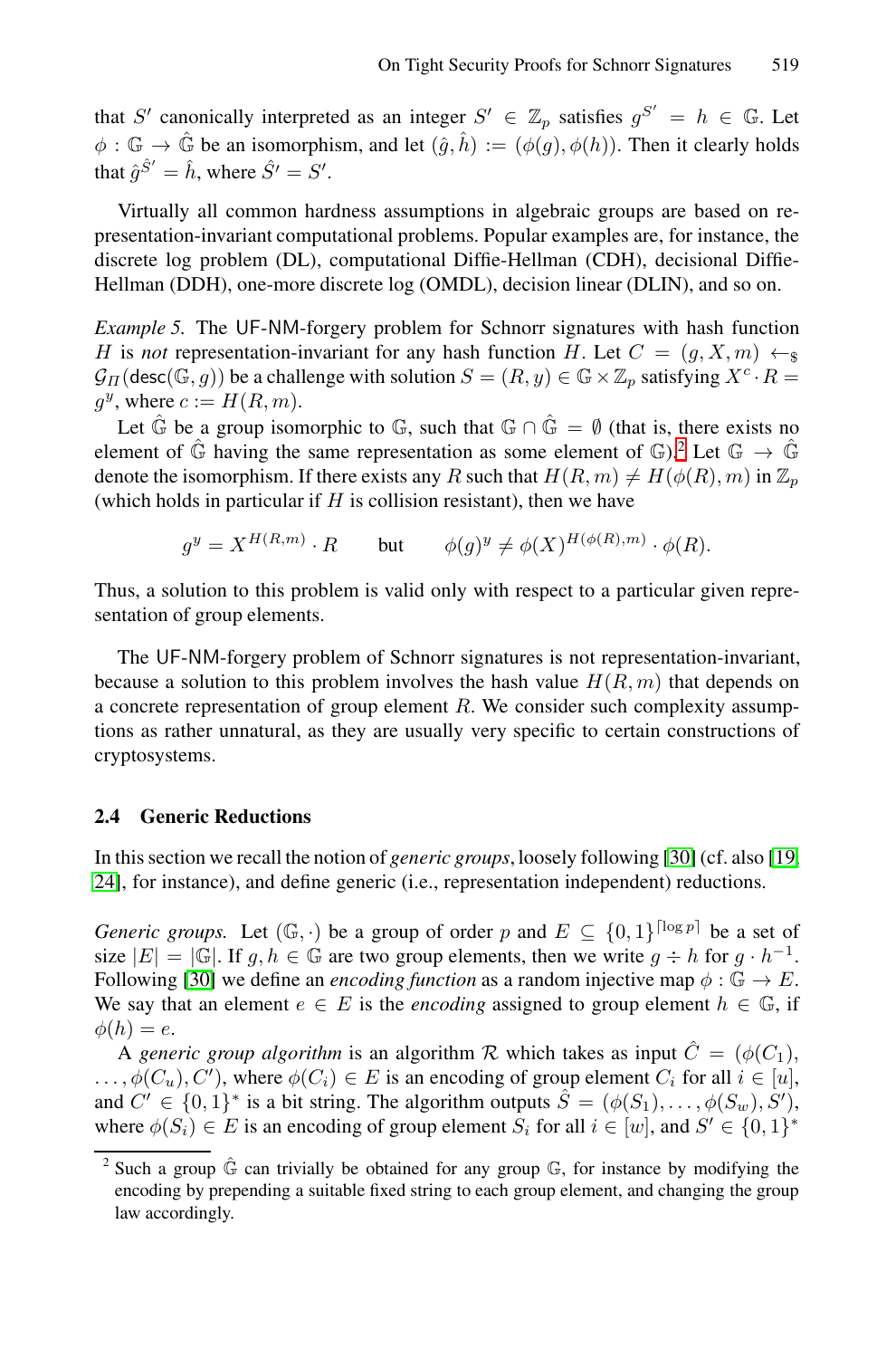that $S'$ canonically interpreted as an integer $S' \in \mathbb{Z}_p$ satisfies $g^{S'} = h \in \mathbb{G}$. Let $\phi : \mathbb{G} \to \hat{\mathbb{G}}$ be an isomorphism, and let $(\hat{g}, \hat{h}) := (\phi(g), \phi(h))$. Then it clearly holds that $\hat{g}^{\hat{S}'} = \hat{h}$, where $\hat{S}' = S'$.

Virtually all common hardness assumptions in algebraic groups are based on representation-invariant computational problems. Popular examples are, for instance, the discrete log problem (DL), computational Diffie-Hellman (CDH), decisional Diffie-Hellman (DDH), one-more discrete log (OMDL), decision linear (DLIN), and so on.

*Example 5.* The UF-NM-forgery problem for Schnorr signatures with hash function $H$ is *not* representation-invariant for any hash function $H$. Let $C = (g, X, m) \leftarrow_\$ \mathcal{G}_\Pi(\mathsf{desc}(\mathbb{G}, g))$ be a challenge with solution $S = (R, y) \in \mathbb{G} \times \mathbb{Z}_p$ satisfying $X^c \cdot R = g^y$, where $c := H(R, m)$.

Let $\hat{\mathbb{G}}$ be a group isomorphic to $\mathbb{G}$, such that $\mathbb{G} \cap \hat{\mathbb{G}} = \emptyset$ (that is, there exists no element of $\hat{\mathbb{G}}$ having the same representation as some element of $\mathbb{G}$).[2] Let $\mathbb{G} \to \hat{\mathbb{G}}$ denote the isomorphism. If there exists any $R$ such that $H(R, m) \neq H(\phi(R), m)$ in $\mathbb{Z}_p$ (which holds in particular if $H$ is collision resistant), then we have

$$g^y = X^{H(R,m)} \cdot R \qquad \text{but} \qquad \phi(g)^y \neq \phi(X)^{H(\phi(R),m)} \cdot \phi(R).$$

Thus, a solution to this problem is valid only with respect to a particular given representation of group elements.

The UF-NM-forgery problem of Schnorr signatures is not representation-invariant, because a solution to this problem involves the hash value $H(R, m)$ that depends on a concrete representation of group element $R$. We consider such complexity assumptions as rather unnatural, as they are usually very specific to certain constructions of cryptosystems.

### 2.4 Generic Reductions

In this section we recall the notion of *generic groups*, loosely following [30] (cf. also [19, 24], for instance), and define generic (i.e., representation independent) reductions.

*Generic groups.* Let $(\mathbb{G}, \cdot)$ be a group of order $p$ and $E \subseteq \{0,1\}^{\lceil \log p \rceil}$ be a set of size $|E| = |\mathbb{G}|$. If $g, h \in \mathbb{G}$ are two group elements, then we write $g \div h$ for $g \cdot h^{-1}$. Following [30] we define an *encoding function* as a random injective map $\phi : \mathbb{G} \to E$. We say that an element $e \in E$ is the *encoding* assigned to group element $h \in \mathbb{G}$, if $\phi(h) = e$.

A *generic group algorithm* is an algorithm $\mathcal{R}$ which takes as input $\hat{C} = (\phi(C_1), \ldots, \phi(C_u), C')$, where $\phi(C_i) \in E$ is an encoding of group element $C_i$ for all $i \in [u]$, and $C' \in \{0,1\}^*$ is a bit string. The algorithm outputs $\hat{S} = (\phi(S_1), \ldots, \phi(S_w), S')$, where $\phi(S_i) \in E$ is an encoding of group element $S_i$ for all $i \in [w]$, and $S' \in \{0,1\}^*$

[2] Such a group $\hat{\mathbb{G}}$ can trivially be obtained for any group $\mathbb{G}$, for instance by modifying the encoding by prepending a suitable fixed string to each group element, and changing the group law accordingly.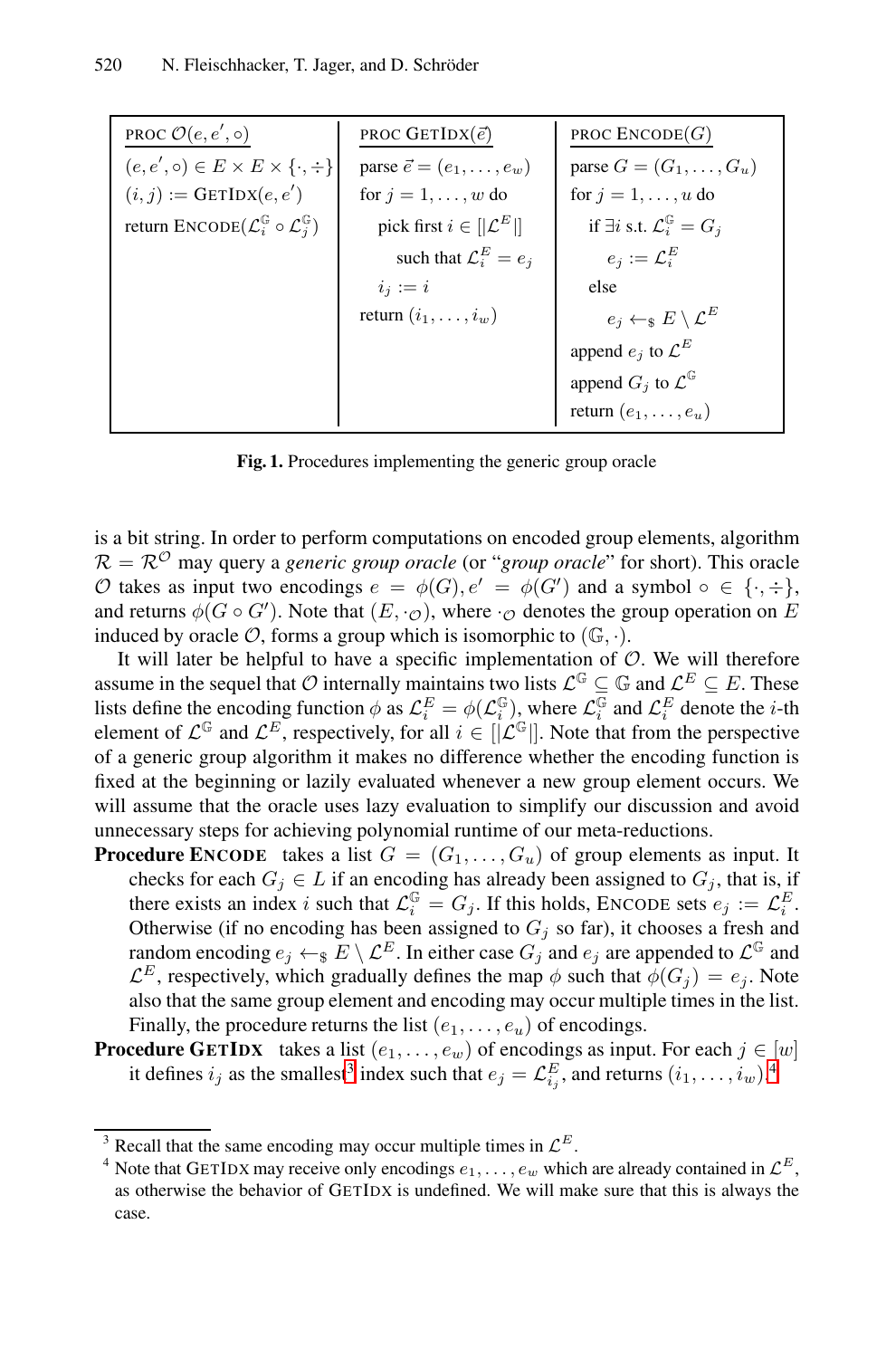| PROC $\mathcal{O}(e, e', \circ)$ | PROC GETIDX$(\vec{e})$ | PROC ENCODE$(G)$ |
|---|---|---|
| $(e, e', \circ) \in E \times E \times \{\cdot, \div\}$ | parse $\vec{e} = (e_1, \ldots, e_w)$ | parse $G = (G_1, \ldots, G_u)$ |
| $(i, j) := \text{GETIDX}(e, e')$ | for $j = 1, \ldots, w$ do | for $j = 1, \ldots, u$ do |
| return ENCODE$(\mathcal{L}_i^{\mathbb{G}} \circ \mathcal{L}_j^{\mathbb{G}})$ | pick first $i \in [\lvert\mathcal{L}^E\rvert]$ | if $\exists i$ s.t. $\mathcal{L}_i^{\mathbb{G}} = G_j$ |
| | such that $\mathcal{L}_i^E = e_j$ | $e_j := \mathcal{L}_i^E$ |
| | $i_j := i$ | else |
| | return $(i_1, \ldots, i_w)$ | $e_j \leftarrow_{\$} E \setminus \mathcal{L}^E$ |
| | | append $e_j$ to $\mathcal{L}^E$ |
| | | append $G_j$ to $\mathcal{L}^{\mathbb{G}}$ |
| | | return $(e_1, \ldots, e_u)$ |

**Fig. 1.** Procedures implementing the generic group oracle

is a bit string. In order to perform computations on encoded group elements, algorithm $\mathcal{R} = \mathcal{R}^{\mathcal{O}}$ may query a *generic group oracle* (or "*group oracle*" for short). This oracle $\mathcal{O}$ takes as input two encodings $e = \phi(G), e' = \phi(G')$ and a symbol $\circ \in \{\cdot, \div\}$, and returns $\phi(G \circ G')$. Note that $(E, \cdot_{\mathcal{O}})$, where $\cdot_{\mathcal{O}}$ denotes the group operation on $E$ induced by oracle $\mathcal{O}$, forms a group which is isomorphic to $(\mathbb{G}, \cdot)$.

It will later be helpful to have a specific implementation of $\mathcal{O}$. We will therefore assume in the sequel that $\mathcal{O}$ internally maintains two lists $\mathcal{L}^{\mathbb{G}} \subseteq \mathbb{G}$ and $\mathcal{L}^E \subseteq E$. These lists define the encoding function $\phi$ as $\mathcal{L}_i^E = \phi(\mathcal{L}_i^{\mathbb{G}})$, where $\mathcal{L}_i^{\mathbb{G}}$ and $\mathcal{L}_i^E$ denote the $i$-th element of $\mathcal{L}^{\mathbb{G}}$ and $\mathcal{L}^E$, respectively, for all $i \in [\lvert\mathcal{L}^{\mathbb{G}}\rvert]$. Note that from the perspective of a generic group algorithm it makes no difference whether the encoding function is fixed at the beginning or lazily evaluated whenever a new group element occurs. We will assume that the oracle uses lazy evaluation to simplify our discussion and avoid unnecessary steps for achieving polynomial runtime of our meta-reductions.

**Procedure ENCODE** takes a list $G = (G_1, \ldots, G_u)$ of group elements as input. It checks for each $G_j \in L$ if an encoding has already been assigned to $G_j$, that is, if there exists an index $i$ such that $\mathcal{L}_i^{\mathbb{G}} = G_j$. If this holds, ENCODE sets $e_j := \mathcal{L}_i^E$. Otherwise (if no encoding has been assigned to $G_j$ so far), it chooses a fresh and random encoding $e_j \leftarrow_{\$} E \setminus \mathcal{L}^E$. In either case $G_j$ and $e_j$ are appended to $\mathcal{L}^{\mathbb{G}}$ and $\mathcal{L}^E$, respectively, which gradually defines the map $\phi$ such that $\phi(G_j) = e_j$. Note also that the same group element and encoding may occur multiple times in the list. Finally, the procedure returns the list $(e_1, \ldots, e_u)$ of encodings.

**Procedure GETIDX** takes a list $(e_1, \ldots, e_w)$ of encodings as input. For each $j \in [w]$ it defines $i_j$ as the smallest[3] index such that $e_j = \mathcal{L}_{i_j}^E$, and returns $(i_1, \ldots, i_w)$.[4]

[3] Recall that the same encoding may occur multiple times in $\mathcal{L}^E$.

[4] Note that GETIDX may receive only encodings $e_1, \ldots, e_w$ which are already contained in $\mathcal{L}^E$, as otherwise the behavior of GETIDX is undefined. We will make sure that this is always the case.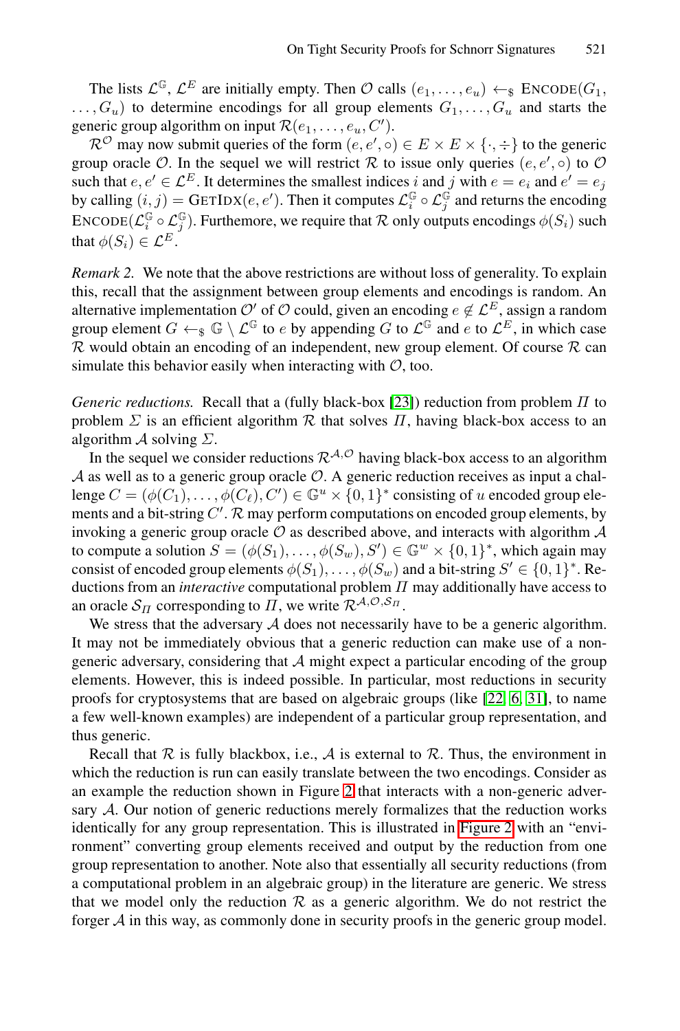The lists $\mathcal{L}^{\mathbb{G}}$, $\mathcal{L}^{E}$ are initially empty. Then $\mathcal{O}$ calls $(e_1, \ldots, e_u) \leftarrow_\$ \text{ENCODE}(G_1, \ldots, G_u)$ to determine encodings for all group elements $G_1, \ldots, G_u$ and starts the generic group algorithm on input $\mathcal{R}(e_1, \ldots, e_u, C')$.

$\mathcal{R}^{\mathcal{O}}$ may now submit queries of the form $(e, e', \circ) \in E \times E \times \{\cdot, \div\}$ to the generic group oracle $\mathcal{O}$. In the sequel we will restrict $\mathcal{R}$ to issue only queries $(e, e', \circ)$ to $\mathcal{O}$ such that $e, e' \in \mathcal{L}^{E}$. It determines the smallest indices $i$ and $j$ with $e = e_i$ and $e' = e_j$ by calling $(i, j) = \text{GETIDX}(e, e')$. Then it computes $\mathcal{L}^{\mathbb{G}}_i \circ \mathcal{L}^{\mathbb{G}}_j$ and returns the encoding $\text{ENCODE}(\mathcal{L}^{\mathbb{G}}_i \circ \mathcal{L}^{\mathbb{G}}_j)$. Furthemore, we require that $\mathcal{R}$ only outputs encodings $\phi(S_i)$ such that $\phi(S_i) \in \mathcal{L}^{E}$.

*Remark 2.* We note that the above restrictions are without loss of generality. To explain this, recall that the assignment between group elements and encodings is random. An alternative implementation $\mathcal{O}'$ of $\mathcal{O}$ could, given an encoding $e \notin \mathcal{L}^{E}$, assign a random group element $G \leftarrow_\$ \mathbb{G} \setminus \mathcal{L}^{\mathbb{G}}$ to $e$ by appending $G$ to $\mathcal{L}^{\mathbb{G}}$ and $e$ to $\mathcal{L}^{E}$, in which case $\mathcal{R}$ would obtain an encoding of an independent, new group element. Of course $\mathcal{R}$ can simulate this behavior easily when interacting with $\mathcal{O}$, too.

*Generic reductions.* Recall that a (fully black-box [23]) reduction from problem $\Pi$ to problem $\Sigma$ is an efficient algorithm $\mathcal{R}$ that solves $\Pi$, having black-box access to an algorithm $\mathcal{A}$ solving $\Sigma$.

In the sequel we consider reductions $\mathcal{R}^{\mathcal{A},\mathcal{O}}$ having black-box access to an algorithm $\mathcal{A}$ as well as to a generic group oracle $\mathcal{O}$. A generic reduction receives as input a challenge $C = (\phi(C_1), \ldots, \phi(C_\ell), C') \in \mathbb{G}^u \times \{0,1\}^*$ consisting of $u$ encoded group elements and a bit-string $C'$. $\mathcal{R}$ may perform computations on encoded group elements, by invoking a generic group oracle $\mathcal{O}$ as described above, and interacts with algorithm $\mathcal{A}$ to compute a solution $S = (\phi(S_1), \ldots, \phi(S_w), S') \in \mathbb{G}^w \times \{0,1\}^*$, which again may consist of encoded group elements $\phi(S_1), \ldots, \phi(S_w)$ and a bit-string $S' \in \{0,1\}^*$. Reductions from an *interactive* computational problem $\Pi$ may additionally have access to an oracle $\mathcal{S}_\Pi$ corresponding to $\Pi$, we write $\mathcal{R}^{\mathcal{A},\mathcal{O},\mathcal{S}_\Pi}$.

We stress that the adversary $\mathcal{A}$ does not necessarily have to be a generic algorithm. It may not be immediately obvious that a generic reduction can make use of a non-generic adversary, considering that $\mathcal{A}$ might expect a particular encoding of the group elements. However, this is indeed possible. In particular, most reductions in security proofs for cryptosystems that are based on algebraic groups (like [22, 6, 31], to name a few well-known examples) are independent of a particular group representation, and thus generic.

Recall that $\mathcal{R}$ is fully blackbox, i.e., $\mathcal{A}$ is external to $\mathcal{R}$. Thus, the environment in which the reduction is run can easily translate between the two encodings. Consider as an example the reduction shown in Figure 2 that interacts with a non-generic adversary $\mathcal{A}$. Our notion of generic reductions merely formalizes that the reduction works identically for any group representation. This is illustrated in Figure 2 with an "environment" converting group elements received and output by the reduction from one group representation to another. Note also that essentially all security reductions (from a computational problem in an algebraic group) in the literature are generic. We stress that we model only the reduction $\mathcal{R}$ as a generic algorithm. We do not restrict the forger $\mathcal{A}$ in this way, as commonly done in security proofs in the generic group model.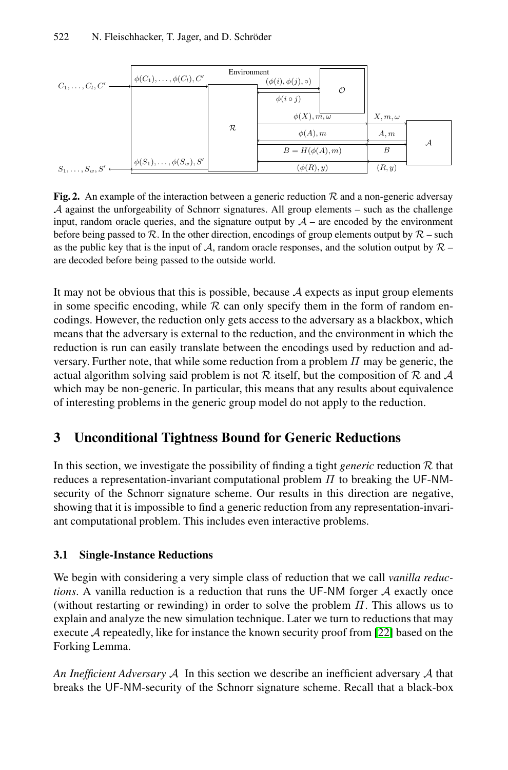**Fig. 2.** An example of the interaction between a generic reduction $\mathcal{R}$ and a non-generic adversay $\mathcal{A}$ against the unforgeability of Schnorr signatures. All group elements – such as the challenge input, random oracle queries, and the signature output by $\mathcal{A}$ – are encoded by the environment before being passed to $\mathcal{R}$. In the other direction, encodings of group elements output by $\mathcal{R}$ – such as the public key that is the input of $\mathcal{A}$, random oracle responses, and the solution output by $\mathcal{R}$ – are decoded before being passed to the outside world.

It may not be obvious that this is possible, because $\mathcal{A}$ expects as input group elements in some specific encoding, while $\mathcal{R}$ can only specify them in the form of random encodings. However, the reduction only gets access to the adversary as a blackbox, which means that the adversary is external to the reduction, and the environment in which the reduction is run can easily translate between the encodings used by reduction and adversary. Further note, that while some reduction from a problem $\Pi$ may be generic, the actual algorithm solving said problem is not $\mathcal{R}$ itself, but the composition of $\mathcal{R}$ and $\mathcal{A}$ which may be non-generic. In particular, this means that any results about equivalence of interesting problems in the generic group model do not apply to the reduction.

## 3 Unconditional Tightness Bound for Generic Reductions

In this section, we investigate the possibility of finding a tight *generic* reduction $\mathcal{R}$ that reduces a representation-invariant computational problem $\Pi$ to breaking the UF-NM-security of the Schnorr signature scheme. Our results in this direction are negative, showing that it is impossible to find a generic reduction from any representation-invariant computational problem. This includes even interactive problems.

### 3.1 Single-Instance Reductions

We begin with considering a very simple class of reduction that we call *vanilla reductions*. A vanilla reduction is a reduction that runs the UF-NM forger $\mathcal{A}$ exactly once (without restarting or rewinding) in order to solve the problem $\Pi$. This allows us to explain and analyze the new simulation technique. Later we turn to reductions that may execute $\mathcal{A}$ repeatedly, like for instance the known security proof from [22] based on the Forking Lemma.

*An Inefficient Adversary $\mathcal{A}$* In this section we describe an inefficient adversary $\mathcal{A}$ that breaks the UF-NM-security of the Schnorr signature scheme. Recall that a black-box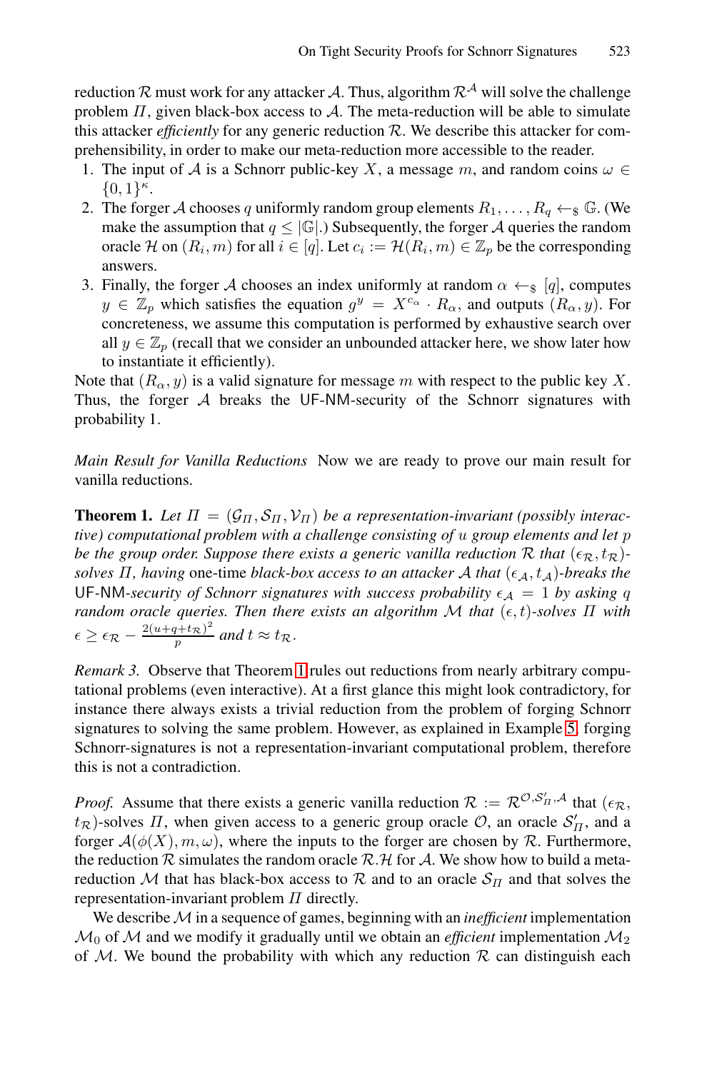reduction $\mathcal{R}$ must work for any attacker $\mathcal{A}$. Thus, algorithm $\mathcal{R}^{\mathcal{A}}$ will solve the challenge problem $\Pi$, given black-box access to $\mathcal{A}$. The meta-reduction will be able to simulate this attacker *efficiently* for any generic reduction $\mathcal{R}$. We describe this attacker for comprehensibility, in order to make our meta-reduction more accessible to the reader.

1. The input of $\mathcal{A}$ is a Schnorr public-key $X$, a message $m$, and random coins $\omega \in \{0,1\}^{\kappa}$.
2. The forger $\mathcal{A}$ chooses $q$ uniformly random group elements $R_1, \ldots, R_q \leftarrow_{\$} \mathbb{G}$. (We make the assumption that $q \leq |\mathbb{G}|$.) Subsequently, the forger $\mathcal{A}$ queries the random oracle $\mathcal{H}$ on $(R_i, m)$ for all $i \in [q]$. Let $c_i := \mathcal{H}(R_i, m) \in \mathbb{Z}_p$ be the corresponding answers.
3. Finally, the forger $\mathcal{A}$ chooses an index uniformly at random $\alpha \leftarrow_{\$} [q]$, computes $y \in \mathbb{Z}_p$ which satisfies the equation $g^y = X^{c_\alpha} \cdot R_\alpha$, and outputs $(R_\alpha, y)$. For concreteness, we assume this computation is performed by exhaustive search over all $y \in \mathbb{Z}_p$ (recall that we consider an unbounded attacker here, we show later how to instantiate it efficiently).

Note that $(R_\alpha, y)$ is a valid signature for message $m$ with respect to the public key $X$. Thus, the forger $\mathcal{A}$ breaks the UF-NM-security of the Schnorr signatures with probability 1.

*Main Result for Vanilla Reductions* Now we are ready to prove our main result for vanilla reductions.

**Theorem 1.** *Let $\Pi = (\mathcal{G}_\Pi, \mathcal{S}_\Pi, \mathcal{V}_\Pi)$ be a representation-invariant (possibly interactive) computational problem with a challenge consisting of $u$ group elements and let $p$ be the group order. Suppose there exists a generic vanilla reduction $\mathcal{R}$ that $(\epsilon_\mathcal{R}, t_\mathcal{R})$-solves $\Pi$, having* one-time *black-box access to an attacker $\mathcal{A}$ that $(\epsilon_\mathcal{A}, t_\mathcal{A})$-breaks the* UF-NM*-security of Schnorr signatures with success probability $\epsilon_\mathcal{A} = 1$ by asking $q$ random oracle queries. Then there exists an algorithm $\mathcal{M}$ that $(\epsilon, t)$-solves $\Pi$ with $\epsilon \geq \epsilon_\mathcal{R} - \frac{2(u+q+t_\mathcal{R})^2}{p}$ and $t \approx t_\mathcal{R}$.*

*Remark 3.* Observe that Theorem 1 rules out reductions from nearly arbitrary computational problems (even interactive). At a first glance this might look contradictory, for instance there always exists a trivial reduction from the problem of forging Schnorr signatures to solving the same problem. However, as explained in Example 5, forging Schnorr-signatures is not a representation-invariant computational problem, therefore this is not a contradiction.

*Proof.* Assume that there exists a generic vanilla reduction $\mathcal{R} := \mathcal{R}^{\mathcal{O}, \mathcal{S}'_\Pi, \mathcal{A}}$ that $(\epsilon_\mathcal{R}, t_\mathcal{R})$-solves $\Pi$, when given access to a generic group oracle $\mathcal{O}$, an oracle $\mathcal{S}'_\Pi$, and a forger $\mathcal{A}(\phi(X), m, \omega)$, where the inputs to the forger are chosen by $\mathcal{R}$. Furthermore, the reduction $\mathcal{R}$ simulates the random oracle $\mathcal{R}.\mathcal{H}$ for $\mathcal{A}$. We show how to build a meta-reduction $\mathcal{M}$ that has black-box access to $\mathcal{R}$ and to an oracle $\mathcal{S}_\Pi$ and that solves the representation-invariant problem $\Pi$ directly.

We describe $\mathcal{M}$ in a sequence of games, beginning with an *inefficient* implementation $\mathcal{M}_0$ of $\mathcal{M}$ and we modify it gradually until we obtain an *efficient* implementation $\mathcal{M}_2$ of $\mathcal{M}$. We bound the probability with which any reduction $\mathcal{R}$ can distinguish each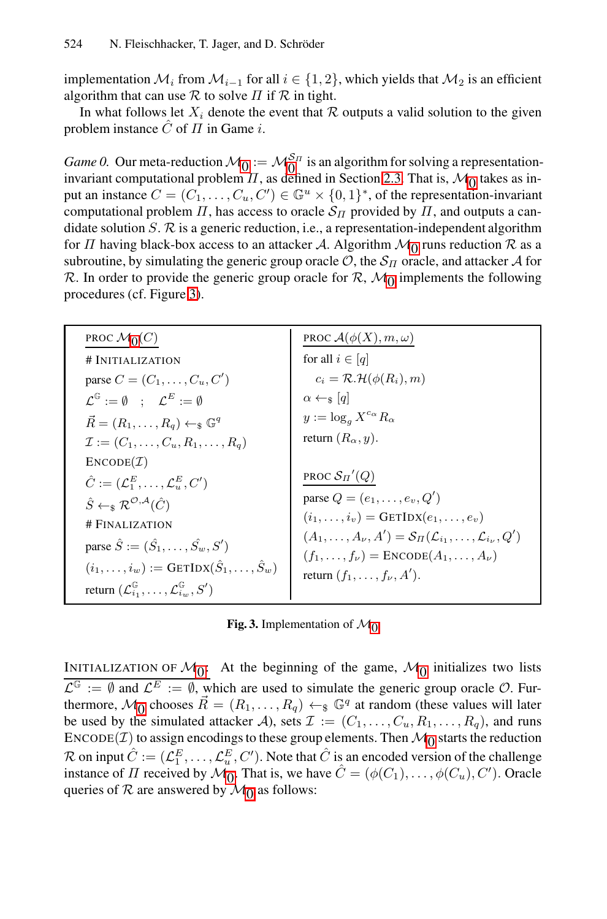implementation $\mathcal{M}_i$ from $\mathcal{M}_{i-1}$ for all $i \in \{1, 2\}$, which yields that $\mathcal{M}_2$ is an efficient algorithm that can use $\mathcal{R}$ to solve $\Pi$ if $\mathcal{R}$ in tight.

In what follows let $X_i$ denote the event that $\mathcal{R}$ outputs a valid solution to the given problem instance $\hat{C}$ of $\Pi$ in Game $i$.

*Game 0.* Our meta-reduction $\mathcal{M}_0 := \mathcal{M}_0^{\mathcal{S}_\Pi}$ is an algorithm for solving a representation-invariant computational problem $\Pi$, as defined in Section 2.3. That is, $\mathcal{M}_0$ takes as input an instance $C = (C_1, \ldots, C_u, C') \in \mathbb{G}^u \times \{0,1\}^*$, of the representation-invariant computational problem $\Pi$, has access to oracle $\mathcal{S}_\Pi$ provided by $\Pi$, and outputs a candidate solution $S$. $\mathcal{R}$ is a generic reduction, i.e., a representation-independent algorithm for $\Pi$ having black-box access to an attacker $\mathcal{A}$. Algorithm $\mathcal{M}_0$ runs reduction $\mathcal{R}$ as a subroutine, by simulating the generic group oracle $\mathcal{O}$, the $\mathcal{S}_\Pi$ oracle, and attacker $\mathcal{A}$ for $\mathcal{R}$. In order to provide the generic group oracle for $\mathcal{R}$, $\mathcal{M}_0$ implements the following procedures (cf. Figure 3).

```
PROC M_0(C)
# INITIALIZATION
parse C = (C_1, ..., C_u, C')
L^G := ∅ ; L^E := ∅
R⃗ = (R_1, ..., R_q) ←$ G^q
I := (C_1, ..., C_u, R_1, ..., R_q)
ENCODE(I)
Ĉ := (L^E_1, ..., L^E_u, C')
Ŝ ←$ R^{O,A}(Ĉ)
# FINALIZATION
parse Ŝ := (Ŝ_1, ..., Ŝ_w, S')
(i_1, ..., i_w) := GETIDX(Ŝ_1, ..., Ŝ_w)
return (L^G_{i_1}, ..., L^G_{i_w}, S')

PROC A(φ(X), m, ω)
for all i ∈ [q]
  c_i = R.H(φ(R_i), m)
α ←$ [q]
y := log_g X^{c_α} R_α
return (R_α, y).

PROC S_Π'(Q)
parse Q = (e_1, ..., e_v, Q')
(i_1, ..., i_v) = GETIDX(e_1, ..., e_v)
(A_1, ..., A_ν, A') = S_Π(L_{i_1}, ..., L_{i_ν}, Q')
(f_1, ..., f_ν) = ENCODE(A_1, ..., A_ν)
return (f_1, ..., f_ν, A').
```

**Fig. 3.** Implementation of $\mathcal{M}_0$

INITIALIZATION OF $\mathcal{M}_0$: At the beginning of the game, $\mathcal{M}_0$ initializes two lists $\mathcal{L}^{\mathbb{G}} := \emptyset$ and $\mathcal{L}^E := \emptyset$, which are used to simulate the generic group oracle $\mathcal{O}$. Furthermore, $\mathcal{M}_0$ chooses $\vec{R} = (R_1, \ldots, R_q) \leftarrow_\$ \mathbb{G}^q$ at random (these values will later be used by the simulated attacker $\mathcal{A}$), sets $\mathcal{I} := (C_1, \ldots, C_u, R_1, \ldots, R_q)$, and runs $\textsc{Encode}(\mathcal{I})$ to assign encodings to these group elements. Then $\mathcal{M}_0$ starts the reduction $\mathcal{R}$ on input $\hat{C} := (\mathcal{L}_1^E, \ldots, \mathcal{L}_u^E, C')$. Note that $\hat{C}$ is an encoded version of the challenge instance of $\Pi$ received by $\mathcal{M}_0$. That is, we have $\hat{C} = (\phi(C_1), \ldots, \phi(C_u), C')$. Oracle queries of $\mathcal{R}$ are answered by $\mathcal{M}_0$ as follows: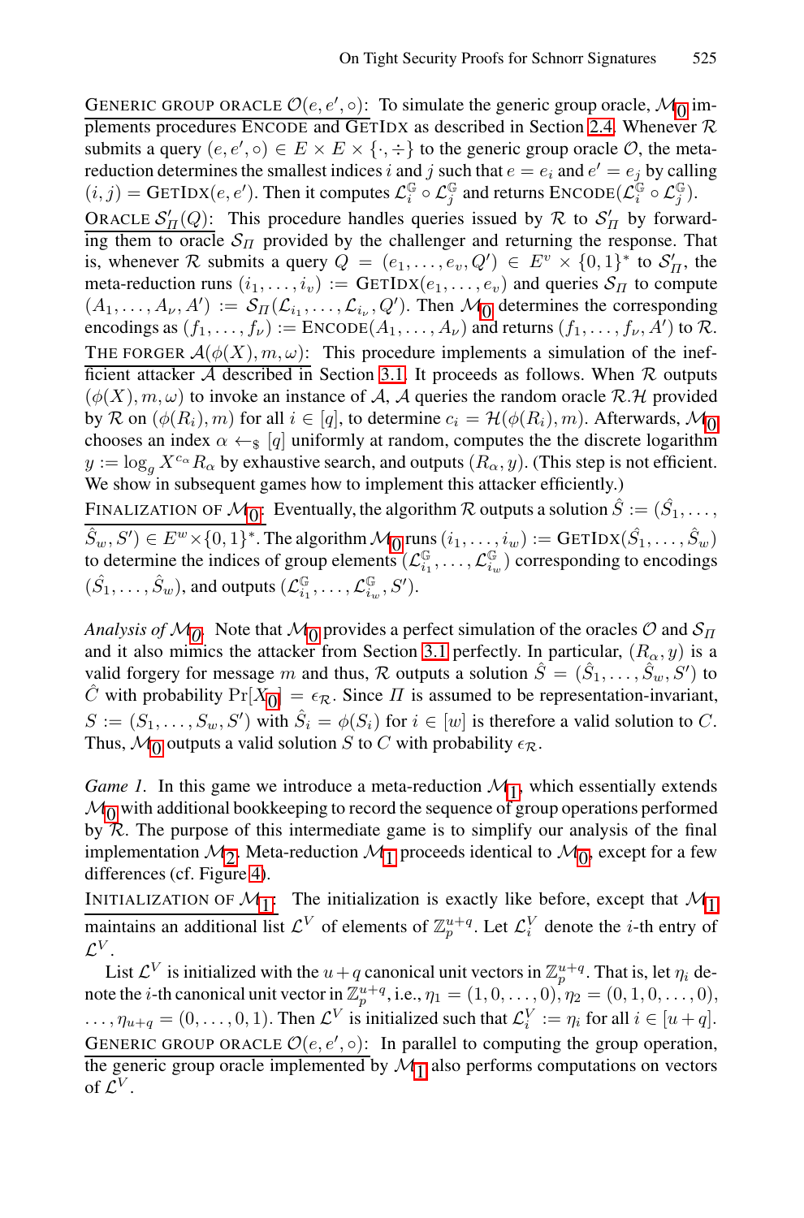<u>Generic group oracle $\mathcal{O}(e, e', \circ)$:</u> To simulate the generic group oracle, $\mathcal{M}_0$ implements procedures Encode and GetIdx as described in Section 2.4. Whenever $\mathcal{R}$ submits a query $(e, e', \circ) \in E \times E \times \{\cdot, \div\}$ to the generic group oracle $\mathcal{O}$, the meta-reduction determines the smallest indices $i$ and $j$ such that $e = e_i$ and $e' = e_j$ by calling $(i, j) = \text{GetIdx}(e, e')$. Then it computes $\mathcal{L}_i^{\mathbb{G}} \circ \mathcal{L}_j^{\mathbb{G}}$ and returns $\text{Encode}(\mathcal{L}_i^{\mathbb{G}} \circ \mathcal{L}_j^{\mathbb{G}})$.

<u>Oracle $\mathcal{S}'_\Pi(Q)$:</u> This procedure handles queries issued by $\mathcal{R}$ to $\mathcal{S}'_\Pi$ by forwarding them to oracle $\mathcal{S}_\Pi$ provided by the challenger and returning the response. That is, whenever $\mathcal{R}$ submits a query $Q = (e_1, \ldots, e_v, Q') \in E^v \times \{0,1\}^*$ to $\mathcal{S}'_\Pi$, the meta-reduction runs $(i_1, \ldots, i_v) := \text{GetIdx}(e_1, \ldots, e_v)$ and queries $\mathcal{S}_\Pi$ to compute $(A_1, \ldots, A_\nu, A') := \mathcal{S}_\Pi(\mathcal{L}_{i_1}, \ldots, \mathcal{L}_{i_v}, Q')$. Then $\mathcal{M}_0$ determines the corresponding encodings as $(f_1, \ldots, f_\nu) := \text{Encode}(A_1, \ldots, A_\nu)$ and returns $(f_1, \ldots, f_\nu, A')$ to $\mathcal{R}$.

<u>The forger $\mathcal{A}(\phi(X), m, \omega)$:</u> This procedure implements a simulation of the inefficient attacker $\mathcal{A}$ described in Section 3.1. It proceeds as follows. When $\mathcal{R}$ outputs $(\phi(X), m, \omega)$ to invoke an instance of $\mathcal{A}$, $\mathcal{A}$ queries the random oracle $\mathcal{R}.\mathcal{H}$ provided by $\mathcal{R}$ on $(\phi(R_i), m)$ for all $i \in [q]$, to determine $c_i = \mathcal{H}(\phi(R_i), m)$. Afterwards, $\mathcal{M}_0$ chooses an index $\alpha \leftarrow_\$ [q]$ uniformly at random, computes the the discrete logarithm $y := \log_g X^{c_\alpha} R_\alpha$ by exhaustive search, and outputs $(R_\alpha, y)$. (This step is not efficient. We show in subsequent games how to implement this attacker efficiently.)

<u>Finalization of $\mathcal{M}_0$:</u> Eventually, the algorithm $\mathcal{R}$ outputs a solution $\hat{S} := (\hat{S}_1, \ldots, \hat{S}_w, S') \in E^w \times \{0,1\}^*$. The algorithm $\mathcal{M}_0$ runs $(i_1, \ldots, i_w) := \text{GetIdx}(\hat{S}_1, \ldots, \hat{S}_w)$ to determine the indices of group elements $(\mathcal{L}_{i_1}^{\mathbb{G}}, \ldots, \mathcal{L}_{i_w}^{\mathbb{G}})$ corresponding to encodings $(\hat{S}_1, \ldots, \hat{S}_w)$, and outputs $(\mathcal{L}_{i_1}^{\mathbb{G}}, \ldots, \mathcal{L}_{i_w}^{\mathbb{G}}, S')$.

*Analysis of $\mathcal{M}_0$.* Note that $\mathcal{M}_0$ provides a perfect simulation of the oracles $\mathcal{O}$ and $\mathcal{S}_\Pi$ and it also mimics the attacker from Section 3.1 perfectly. In particular, $(R_\alpha, y)$ is a valid forgery for message $m$ and thus, $\mathcal{R}$ outputs a solution $\hat{S} = (\hat{S}_1, \ldots, \hat{S}_w, S')$ to $\hat{C}$ with probability $\Pr[X_0] = \epsilon_\mathcal{R}$. Since $\Pi$ is assumed to be representation-invariant, $S := (S_1, \ldots, S_w, S')$ with $\hat{S}_i = \phi(S_i)$ for $i \in [w]$ is therefore a valid solution to $C$. Thus, $\mathcal{M}_0$ outputs a valid solution $S$ to $C$ with probability $\epsilon_\mathcal{R}$.

*Game 1.* In this game we introduce a meta-reduction $\mathcal{M}_1$, which essentially extends $\mathcal{M}_0$ with additional bookkeeping to record the sequence of group operations performed by $\mathcal{R}$. The purpose of this intermediate game is to simplify our analysis of the final implementation $\mathcal{M}_2$. Meta-reduction $\mathcal{M}_1$ proceeds identical to $\mathcal{M}_0$, except for a few differences (cf. Figure 4).

<u>Initialization of $\mathcal{M}_1$:</u> The initialization is exactly like before, except that $\mathcal{M}_1$ maintains an additional list $\mathcal{L}^V$ of elements of $\mathbb{Z}_p^{u+q}$. Let $\mathcal{L}_i^V$ denote the $i$-th entry of $\mathcal{L}^V$.

List $\mathcal{L}^V$ is initialized with the $u+q$ canonical unit vectors in $\mathbb{Z}_p^{u+q}$. That is, let $\eta_i$ denote the $i$-th canonical unit vector in $\mathbb{Z}_p^{u+q}$, i.e., $\eta_1 = (1, 0, \ldots, 0)$, $\eta_2 = (0, 1, 0, \ldots, 0)$, $\ldots$, $\eta_{u+q} = (0, \ldots, 0, 1)$. Then $\mathcal{L}^V$ is initialized such that $\mathcal{L}_i^V := \eta_i$ for all $i \in [u+q]$.

<u>Generic group oracle $\mathcal{O}(e, e', \circ)$:</u> In parallel to computing the group operation, the generic group oracle implemented by $\mathcal{M}_1$ also performs computations on vectors of $\mathcal{L}^V$.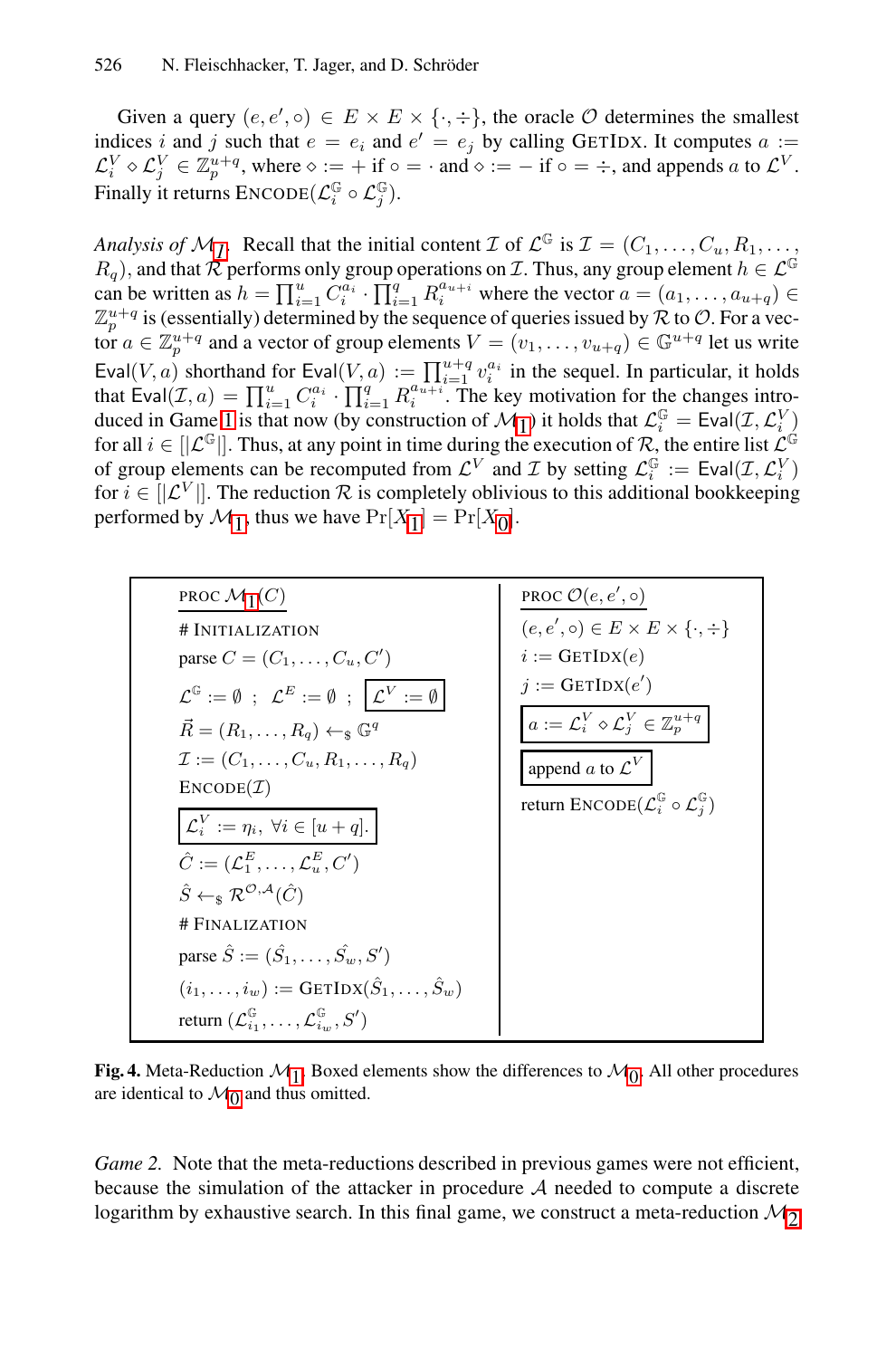Given a query $(e, e', \circ) \in E \times E \times \{\cdot, \div\}$, the oracle $\mathcal{O}$ determines the smallest indices $i$ and $j$ such that $e = e_i$ and $e' = e_j$ by calling GETIDX. It computes $a := \mathcal{L}_i^V \diamond \mathcal{L}_j^V \in \mathbb{Z}_p^{u+q}$, where $\diamond := +$ if $\circ = \cdot$ and $\diamond := -$ if $\circ = \div$, and appends $a$ to $\mathcal{L}^V$. Finally it returns ENCODE$(\mathcal{L}_i^{\mathbb{G}} \circ \mathcal{L}_j^{\mathbb{G}})$.

*Analysis of $\mathcal{M}_1$.* Recall that the initial content $\mathcal{I}$ of $\mathcal{L}^{\mathbb{G}}$ is $\mathcal{I} = (C_1, \ldots, C_u, R_1, \ldots, R_q)$, and that $\mathcal{R}$ performs only group operations on $\mathcal{I}$. Thus, any group element $h \in \mathcal{L}^{\mathbb{G}}$ can be written as $h = \prod_{i=1}^{u} C_i^{a_i} \cdot \prod_{i=1}^{q} R_i^{a_{u+i}}$ where the vector $a = (a_1, \ldots, a_{u+q}) \in \mathbb{Z}_p^{u+q}$ is (essentially) determined by the sequence of queries issued by $\mathcal{R}$ to $\mathcal{O}$. For a vector $a \in \mathbb{Z}_p^{u+q}$ and a vector of group elements $V = (v_1, \ldots, v_{u+q}) \in \mathbb{G}^{u+q}$ let us write $\mathsf{Eval}(V, a)$ shorthand for $\mathsf{Eval}(V, a) := \prod_{i=1}^{u+q} v_i^{a_i}$ in the sequel. In particular, it holds that $\mathsf{Eval}(\mathcal{I}, a) = \prod_{i=1}^{u} C_i^{a_i} \cdot \prod_{i=1}^{q} R_i^{a_{u+i}}$. The key motivation for the changes introduced in Game 1 is that now (by construction of $\mathcal{M}_1$) it holds that $\mathcal{L}_i^{\mathbb{G}} = \mathsf{Eval}(\mathcal{I}, \mathcal{L}_i^V)$ for all $i \in [|\mathcal{L}^{\mathbb{G}}|]$. Thus, at any point in time during the execution of $\mathcal{R}$, the entire list $\mathcal{L}^{\mathbb{G}}$ of group elements can be recomputed from $\mathcal{L}^V$ and $\mathcal{I}$ by setting $\mathcal{L}_i^{\mathbb{G}} := \mathsf{Eval}(\mathcal{I}, \mathcal{L}_i^V)$ for $i \in [|\mathcal{L}^V|]$. The reduction $\mathcal{R}$ is completely oblivious to this additional bookkeeping performed by $\mathcal{M}_1$, thus we have $\Pr[X_1] = \Pr[X_0]$.

```
PROC M_1(C)
# INITIALIZATION
parse C = (C_1, ..., C_u, C')
L^G := ∅ ; L^E := ∅ ; [ L^V := ∅ ]
R = (R_1, ..., R_q) <-$ G^q
I := (C_1, ..., C_u, R_1, ..., R_q)
ENCODE(I)
[ L_i^V := η_i, ∀i ∈ [u+q]. ]
Ĉ := (L_1^E, ..., L_u^E, C')
Ŝ <-$ R^{O,A}(Ĉ)
# FINALIZATION
parse Ŝ := (Ŝ_1, ..., Ŝ_w, S')
(i_1, ..., i_w) := GETIDX(Ŝ_1, ..., Ŝ_w)
return (L_{i_1}^G, ..., L_{i_w}^G, S')

PROC O(e, e', ∘)
(e, e', ∘) ∈ E × E × {·, ÷}
i := GETIDX(e)
j := GETIDX(e')
[ a := L_i^V ◇ L_j^V ∈ Z_p^{u+q} ]
[ append a to L^V ]
return ENCODE(L_i^G ∘ L_j^G)
```

**Fig. 4.** Meta-Reduction $\mathcal{M}_1$. Boxed elements show the differences to $\mathcal{M}_0$. All other procedures are identical to $\mathcal{M}_0$ and thus omitted.

*Game 2.* Note that the meta-reductions described in previous games were not efficient, because the simulation of the attacker in procedure $\mathcal{A}$ needed to compute a discrete logarithm by exhaustive search. In this final game, we construct a meta-reduction $\mathcal{M}_2$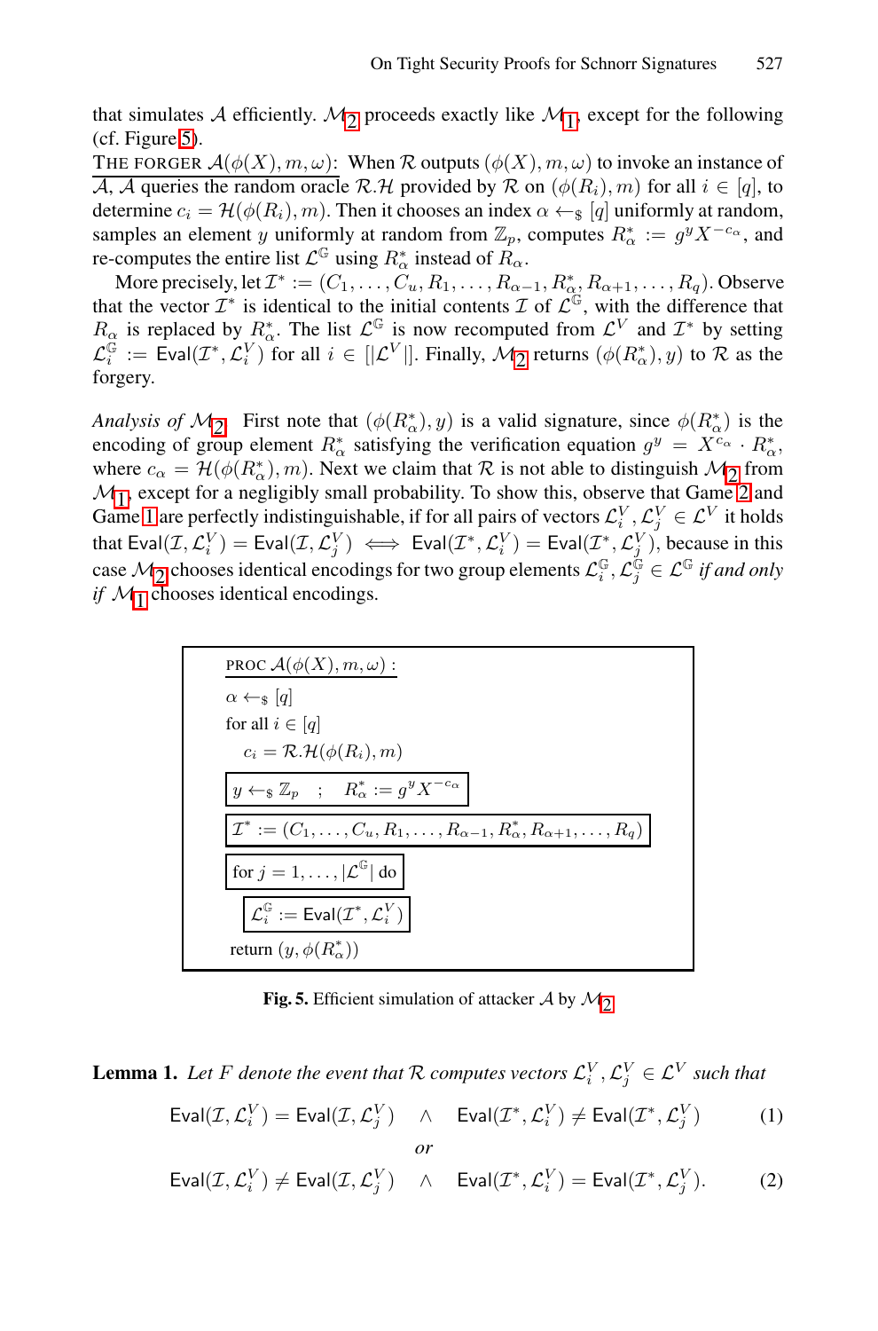that simulates $\mathcal{A}$ efficiently. $\mathcal{M}_2$ proceeds exactly like $\mathcal{M}_1$, except for the following (cf. Figure 5).

THE FORGER $\mathcal{A}(\phi(X), m, \omega)$: When $\mathcal{R}$ outputs $(\phi(X), m, \omega)$ to invoke an instance of $\mathcal{A}$, $\mathcal{A}$ queries the random oracle $\mathcal{R}.\mathcal{H}$ provided by $\mathcal{R}$ on $(\phi(R_i), m)$ for all $i \in [q]$, to determine $c_i = \mathcal{H}(\phi(R_i), m)$. Then it chooses an index $\alpha \leftarrow_\$ [q]$ uniformly at random, samples an element $y$ uniformly at random from $\mathbb{Z}_p$, computes $R^*_\alpha := g^y X^{-c_\alpha}$, and re-computes the entire list $\mathcal{L}^{\mathbb{G}}$ using $R^*_\alpha$ instead of $R_\alpha$.

More precisely, let $\mathcal{I}^* := (C_1, \ldots, C_u, R_1, \ldots, R_{\alpha-1}, R^*_\alpha, R_{\alpha+1}, \ldots, R_q)$. Observe that the vector $\mathcal{I}^*$ is identical to the initial contents $\mathcal{I}$ of $\mathcal{L}^{\mathbb{G}}$, with the difference that $R_\alpha$ is replaced by $R^*_\alpha$. The list $\mathcal{L}^{\mathbb{G}}$ is now recomputed from $\mathcal{L}^V$ and $\mathcal{I}^*$ by setting $\mathcal{L}^{\mathbb{G}}_i := \mathsf{Eval}(\mathcal{I}^*, \mathcal{L}^V_i)$ for all $i \in [|\mathcal{L}^V|]$. Finally, $\mathcal{M}_2$ returns $(\phi(R^*_\alpha), y)$ to $\mathcal{R}$ as the forgery.

*Analysis of $\mathcal{M}_2$.* First note that $(\phi(R^*_\alpha), y)$ is a valid signature, since $\phi(R^*_\alpha)$ is the encoding of group element $R^*_\alpha$ satisfying the verification equation $g^y = X^{c_\alpha} \cdot R^*_\alpha$, where $c_\alpha = \mathcal{H}(\phi(R^*_\alpha), m)$. Next we claim that $\mathcal{R}$ is not able to distinguish $\mathcal{M}_2$ from $\mathcal{M}_1$, except for a negligibly small probability. To show this, observe that Game 2 and Game 1 are perfectly indistinguishable, if for all pairs of vectors $\mathcal{L}^V_i, \mathcal{L}^V_j \in \mathcal{L}^V$ it holds that $\mathsf{Eval}(\mathcal{I}, \mathcal{L}^V_i) = \mathsf{Eval}(\mathcal{I}, \mathcal{L}^V_j) \iff \mathsf{Eval}(\mathcal{I}^*, \mathcal{L}^V_i) = \mathsf{Eval}(\mathcal{I}^*, \mathcal{L}^V_j)$, because in this case $\mathcal{M}_2$ chooses identical encodings for two group elements $\mathcal{L}^{\mathbb{G}}_i, \mathcal{L}^{\mathbb{G}}_j \in \mathcal{L}^{\mathbb{G}}$ *if and only if* $\mathcal{M}_1$ chooses identical encodings.

```
PROC A(φ(X), m, ω) :
α ←$ [q]
for all i ∈ [q]
   c_i = R.H(φ(R_i), m)
y ←$ Z_p  ;  R*_α := g^y X^{-c_α}
I* := (C_1, ..., C_u, R_1, ..., R_{α-1}, R*_α, R_{α+1}, ..., R_q)
for j = 1, ..., |L^G| do
   L^G_i := Eval(I*, L^V_i)
return (y, φ(R*_α))
```

**Fig. 5.** Efficient simulation of attacker $\mathcal{A}$ by $\mathcal{M}_2$

**Lemma 1.** *Let $F$ denote the event that $\mathcal{R}$ computes vectors $\mathcal{L}^V_i, \mathcal{L}^V_j \in \mathcal{L}^V$ such that*

$$\mathsf{Eval}(\mathcal{I}, \mathcal{L}^V_i) = \mathsf{Eval}(\mathcal{I}, \mathcal{L}^V_j) \quad \wedge \quad \mathsf{Eval}(\mathcal{I}^*, \mathcal{L}^V_i) \neq \mathsf{Eval}(\mathcal{I}^*, \mathcal{L}^V_j) \tag{1}$$

*or*

$$\mathsf{Eval}(\mathcal{I}, \mathcal{L}^V_i) \neq \mathsf{Eval}(\mathcal{I}, \mathcal{L}^V_j) \quad \wedge \quad \mathsf{Eval}(\mathcal{I}^*, \mathcal{L}^V_i) = \mathsf{Eval}(\mathcal{I}^*, \mathcal{L}^V_j). \tag{2}$$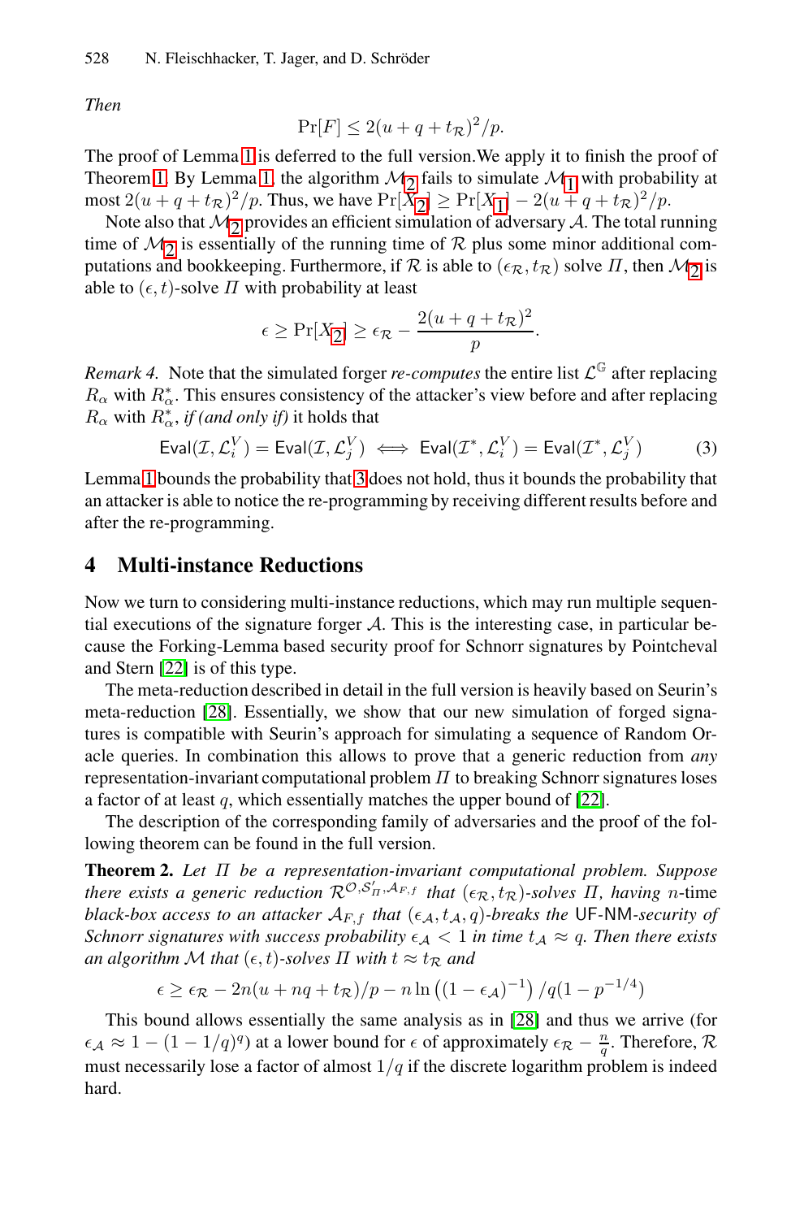*Then*

$$\Pr[F] \leq 2(u + q + t_{\mathcal{R}})^2/p.$$

The proof of Lemma 1 is deferred to the full version.We apply it to finish the proof of Theorem 1. By Lemma 1, the algorithm $\mathcal{M}_2$ fails to simulate $\mathcal{M}_1$ with probability at most $2(u + q + t_{\mathcal{R}})^2/p$. Thus, we have $\Pr[X_2] \geq \Pr[X_1] - 2(u + q + t_{\mathcal{R}})^2/p$.

Note also that $\mathcal{M}_2$ provides an efficient simulation of adversary $\mathcal{A}$. The total running time of $\mathcal{M}_2$ is essentially of the running time of $\mathcal{R}$ plus some minor additional computations and bookkeeping. Furthermore, if $\mathcal{R}$ is able to $(\epsilon_{\mathcal{R}}, t_{\mathcal{R}})$ solve $\Pi$, then $\mathcal{M}_2$ is able to $(\epsilon, t)$-solve $\Pi$ with probability at least

$$\epsilon \geq \Pr[X_2] \geq \epsilon_{\mathcal{R}} - \frac{2(u + q + t_{\mathcal{R}})^2}{p}.$$

*Remark 4.* Note that the simulated forger *re-computes* the entire list $\mathcal{L}^{\mathbb{G}}$ after replacing $R_\alpha$ with $R_\alpha^*$. This ensures consistency of the attacker's view before and after replacing $R_\alpha$ with $R_\alpha^*$, *if (and only if)* it holds that

$$\mathsf{Eval}(\mathcal{I}, \mathcal{L}_i^V) = \mathsf{Eval}(\mathcal{I}, \mathcal{L}_j^V) \iff \mathsf{Eval}(\mathcal{I}^*, \mathcal{L}_i^V) = \mathsf{Eval}(\mathcal{I}^*, \mathcal{L}_j^V) \qquad (3)$$

Lemma 1 bounds the probability that 3 does not hold, thus it bounds the probability that an attacker is able to notice the re-programming by receiving different results before and after the re-programming.

## 4 Multi-instance Reductions

Now we turn to considering multi-instance reductions, which may run multiple sequential executions of the signature forger $\mathcal{A}$. This is the interesting case, in particular because the Forking-Lemma based security proof for Schnorr signatures by Pointcheval and Stern [22] is of this type.

The meta-reduction described in detail in the full version is heavily based on Seurin's meta-reduction [28]. Essentially, we show that our new simulation of forged signatures is compatible with Seurin's approach for simulating a sequence of Random Oracle queries. In combination this allows to prove that a generic reduction from *any* representation-invariant computational problem $\Pi$ to breaking Schnorr signatures loses a factor of at least $q$, which essentially matches the upper bound of [22].

The description of the corresponding family of adversaries and the proof of the following theorem can be found in the full version.

**Theorem 2.** *Let $\Pi$ be a representation-invariant computational problem. Suppose there exists a generic reduction $\mathcal{R}^{\mathcal{O}, \mathcal{S}'_\Pi, \mathcal{A}_{F,f}}$ that $(\epsilon_{\mathcal{R}}, t_{\mathcal{R}})$-solves $\Pi$, having $n$-time black-box access to an attacker $\mathcal{A}_{F,f}$ that $(\epsilon_{\mathcal{A}}, t_{\mathcal{A}}, q)$-breaks the* UF-NM*-security of Schnorr signatures with success probability $\epsilon_{\mathcal{A}} < 1$ in time $t_{\mathcal{A}} \approx q$. Then there exists an algorithm $\mathcal{M}$ that $(\epsilon, t)$-solves $\Pi$ with $t \approx t_{\mathcal{R}}$ and*

$$\epsilon \geq \epsilon_{\mathcal{R}} - 2n(u + nq + t_{\mathcal{R}})/p - n \ln\left((1 - \epsilon_{\mathcal{A}})^{-1}\right) / q(1 - p^{-1/4})$$

This bound allows essentially the same analysis as in [28] and thus we arrive (for $\epsilon_{\mathcal{A}} \approx 1 - (1 - 1/q)^q$) at a lower bound for $\epsilon$ of approximately $\epsilon_{\mathcal{R}} - \frac{n}{q}$. Therefore, $\mathcal{R}$ must necessarily lose a factor of almost $1/q$ if the discrete logarithm problem is indeed hard.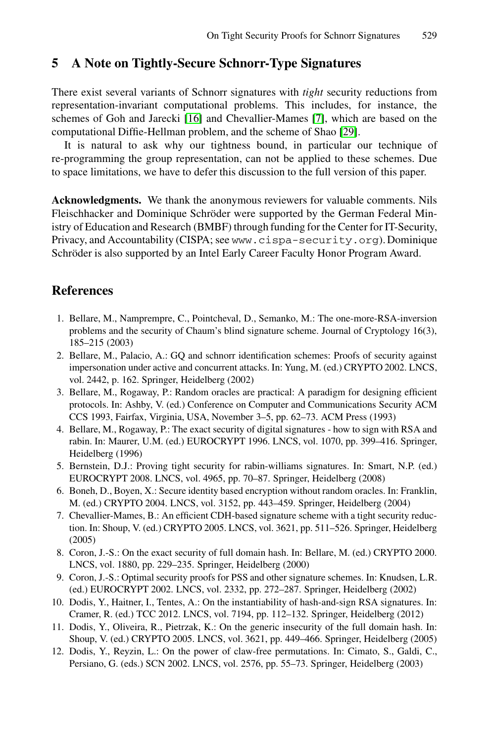## 5 A Note on Tightly-Secure Schnorr-Type Signatures

There exist several variants of Schnorr signatures with *tight* security reductions from representation-invariant computational problems. This includes, for instance, the schemes of Goh and Jarecki [16] and Chevallier-Mames [7], which are based on the computational Diffie-Hellman problem, and the scheme of Shao [29].

It is natural to ask why our tightness bound, in particular our technique of re-programming the group representation, can not be applied to these schemes. Due to space limitations, we have to defer this discussion to the full version of this paper.

**Acknowledgments.** We thank the anonymous reviewers for valuable comments. Nils Fleischhacker and Dominique Schröder were supported by the German Federal Ministry of Education and Research (BMBF) through funding for the Center for IT-Security, Privacy, and Accountability (CISPA; see www.cispa-security.org). Dominique Schröder is also supported by an Intel Early Career Faculty Honor Program Award.

## References

1. Bellare, M., Namprempre, C., Pointcheval, D., Semanko, M.: The one-more-RSA-inversion problems and the security of Chaum's blind signature scheme. Journal of Cryptology 16(3), 185–215 (2003)
2. Bellare, M., Palacio, A.: GQ and schnorr identification schemes: Proofs of security against impersonation under active and concurrent attacks. In: Yung, M. (ed.) CRYPTO 2002. LNCS, vol. 2442, p. 162. Springer, Heidelberg (2002)
3. Bellare, M., Rogaway, P.: Random oracles are practical: A paradigm for designing efficient protocols. In: Ashby, V. (ed.) Conference on Computer and Communications Security ACM CCS 1993, Fairfax, Virginia, USA, November 3–5, pp. 62–73. ACM Press (1993)
4. Bellare, M., Rogaway, P.: The exact security of digital signatures - how to sign with RSA and rabin. In: Maurer, U.M. (ed.) EUROCRYPT 1996. LNCS, vol. 1070, pp. 399–416. Springer, Heidelberg (1996)
5. Bernstein, D.J.: Proving tight security for rabin-williams signatures. In: Smart, N.P. (ed.) EUROCRYPT 2008. LNCS, vol. 4965, pp. 70–87. Springer, Heidelberg (2008)
6. Boneh, D., Boyen, X.: Secure identity based encryption without random oracles. In: Franklin, M. (ed.) CRYPTO 2004. LNCS, vol. 3152, pp. 443–459. Springer, Heidelberg (2004)
7. Chevallier-Mames, B.: An efficient CDH-based signature scheme with a tight security reduction. In: Shoup, V. (ed.) CRYPTO 2005. LNCS, vol. 3621, pp. 511–526. Springer, Heidelberg (2005)
8. Coron, J.-S.: On the exact security of full domain hash. In: Bellare, M. (ed.) CRYPTO 2000. LNCS, vol. 1880, pp. 229–235. Springer, Heidelberg (2000)
9. Coron, J.-S.: Optimal security proofs for PSS and other signature schemes. In: Knudsen, L.R. (ed.) EUROCRYPT 2002. LNCS, vol. 2332, pp. 272–287. Springer, Heidelberg (2002)
10. Dodis, Y., Haitner, I., Tentes, A.: On the instantiability of hash-and-sign RSA signatures. In: Cramer, R. (ed.) TCC 2012. LNCS, vol. 7194, pp. 112–132. Springer, Heidelberg (2012)
11. Dodis, Y., Oliveira, R., Pietrzak, K.: On the generic insecurity of the full domain hash. In: Shoup, V. (ed.) CRYPTO 2005. LNCS, vol. 3621, pp. 449–466. Springer, Heidelberg (2005)
12. Dodis, Y., Reyzin, L.: On the power of claw-free permutations. In: Cimato, S., Galdi, C., Persiano, G. (eds.) SCN 2002. LNCS, vol. 2576, pp. 55–73. Springer, Heidelberg (2003)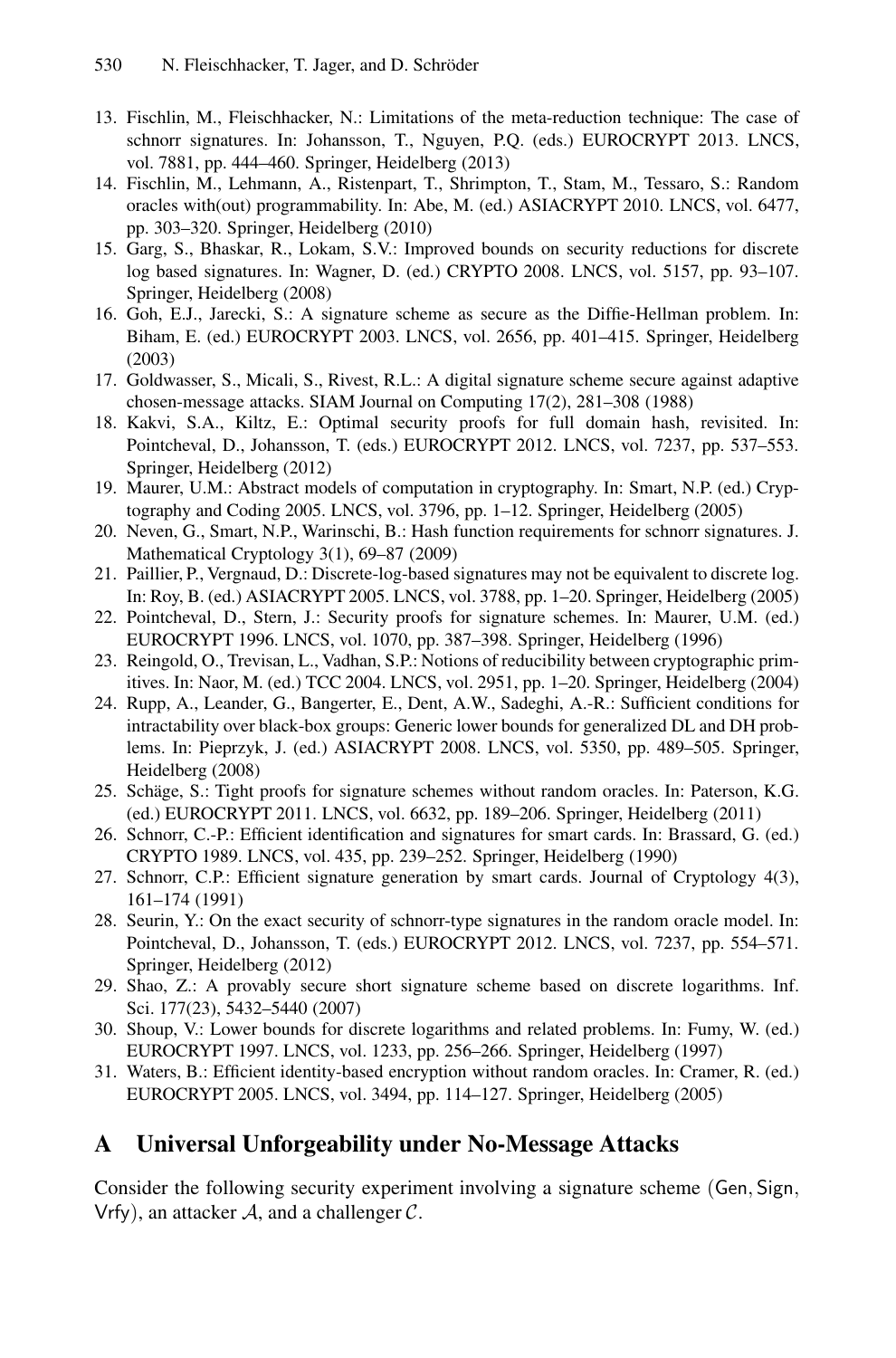13. Fischlin, M., Fleischhacker, N.: Limitations of the meta-reduction technique: The case of schnorr signatures. In: Johansson, T., Nguyen, P.Q. (eds.) EUROCRYPT 2013. LNCS, vol. 7881, pp. 444–460. Springer, Heidelberg (2013)
14. Fischlin, M., Lehmann, A., Ristenpart, T., Shrimpton, T., Stam, M., Tessaro, S.: Random oracles with(out) programmability. In: Abe, M. (ed.) ASIACRYPT 2010. LNCS, vol. 6477, pp. 303–320. Springer, Heidelberg (2010)
15. Garg, S., Bhaskar, R., Lokam, S.V.: Improved bounds on security reductions for discrete log based signatures. In: Wagner, D. (ed.) CRYPTO 2008. LNCS, vol. 5157, pp. 93–107. Springer, Heidelberg (2008)
16. Goh, E.J., Jarecki, S.: A signature scheme as secure as the Diffie-Hellman problem. In: Biham, E. (ed.) EUROCRYPT 2003. LNCS, vol. 2656, pp. 401–415. Springer, Heidelberg (2003)
17. Goldwasser, S., Micali, S., Rivest, R.L.: A digital signature scheme secure against adaptive chosen-message attacks. SIAM Journal on Computing 17(2), 281–308 (1988)
18. Kakvi, S.A., Kiltz, E.: Optimal security proofs for full domain hash, revisited. In: Pointcheval, D., Johansson, T. (eds.) EUROCRYPT 2012. LNCS, vol. 7237, pp. 537–553. Springer, Heidelberg (2012)
19. Maurer, U.M.: Abstract models of computation in cryptography. In: Smart, N.P. (ed.) Cryptography and Coding 2005. LNCS, vol. 3796, pp. 1–12. Springer, Heidelberg (2005)
20. Neven, G., Smart, N.P., Warinschi, B.: Hash function requirements for schnorr signatures. J. Mathematical Cryptology 3(1), 69–87 (2009)
21. Paillier, P., Vergnaud, D.: Discrete-log-based signatures may not be equivalent to discrete log. In: Roy, B. (ed.) ASIACRYPT 2005. LNCS, vol. 3788, pp. 1–20. Springer, Heidelberg (2005)
22. Pointcheval, D., Stern, J.: Security proofs for signature schemes. In: Maurer, U.M. (ed.) EUROCRYPT 1996. LNCS, vol. 1070, pp. 387–398. Springer, Heidelberg (1996)
23. Reingold, O., Trevisan, L., Vadhan, S.P.: Notions of reducibility between cryptographic primitives. In: Naor, M. (ed.) TCC 2004. LNCS, vol. 2951, pp. 1–20. Springer, Heidelberg (2004)
24. Rupp, A., Leander, G., Bangerter, E., Dent, A.W., Sadeghi, A.-R.: Sufficient conditions for intractability over black-box groups: Generic lower bounds for generalized DL and DH problems. In: Pieprzyk, J. (ed.) ASIACRYPT 2008. LNCS, vol. 5350, pp. 489–505. Springer, Heidelberg (2008)
25. Schäge, S.: Tight proofs for signature schemes without random oracles. In: Paterson, K.G. (ed.) EUROCRYPT 2011. LNCS, vol. 6632, pp. 189–206. Springer, Heidelberg (2011)
26. Schnorr, C.-P.: Efficient identification and signatures for smart cards. In: Brassard, G. (ed.) CRYPTO 1989. LNCS, vol. 435, pp. 239–252. Springer, Heidelberg (1990)
27. Schnorr, C.P.: Efficient signature generation by smart cards. Journal of Cryptology 4(3), 161–174 (1991)
28. Seurin, Y.: On the exact security of schnorr-type signatures in the random oracle model. In: Pointcheval, D., Johansson, T. (eds.) EUROCRYPT 2012. LNCS, vol. 7237, pp. 554–571. Springer, Heidelberg (2012)
29. Shao, Z.: A provably secure short signature scheme based on discrete logarithms. Inf. Sci. 177(23), 5432–5440 (2007)
30. Shoup, V.: Lower bounds for discrete logarithms and related problems. In: Fumy, W. (ed.) EUROCRYPT 1997. LNCS, vol. 1233, pp. 256–266. Springer, Heidelberg (1997)
31. Waters, B.: Efficient identity-based encryption without random oracles. In: Cramer, R. (ed.) EUROCRYPT 2005. LNCS, vol. 3494, pp. 114–127. Springer, Heidelberg (2005)

## A Universal Unforgeability under No-Message Attacks

Consider the following security experiment involving a signature scheme $(\mathsf{Gen}, \mathsf{Sign}, \mathsf{Vrfy})$, an attacker $\mathcal{A}$, and a challenger $\mathcal{C}$.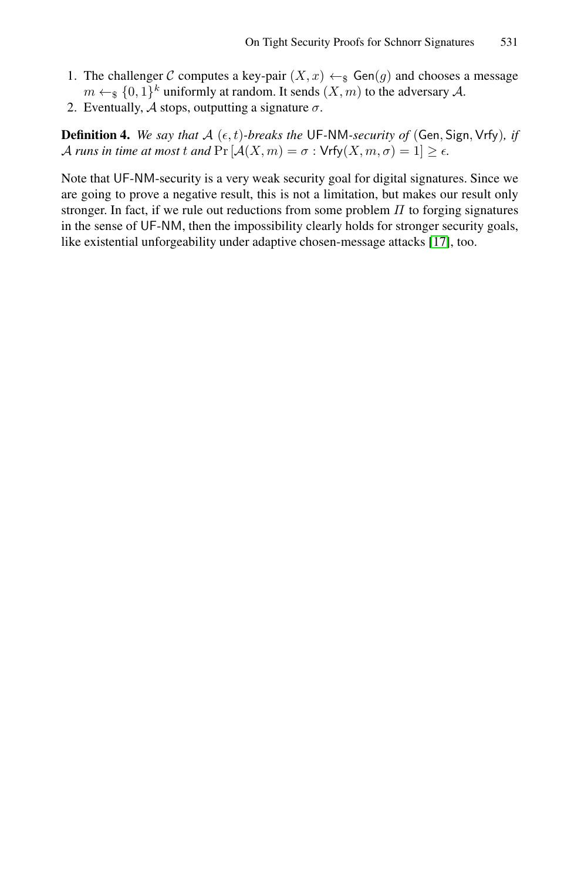1. The challenger $\mathcal{C}$ computes a key-pair $(X, x) \leftarrow_{\$} \mathsf{Gen}(g)$ and chooses a message $m \leftarrow_{\$} \{0,1\}^k$ uniformly at random. It sends $(X, m)$ to the adversary $\mathcal{A}$.
2. Eventually, $\mathcal{A}$ stops, outputting a signature $\sigma$.

**Definition 4.** *We say that $\mathcal{A}$ $(\epsilon, t)$-breaks the* UF-NM*-security of* $(\mathsf{Gen}, \mathsf{Sign}, \mathsf{Vrfy})$*, if $\mathcal{A}$ runs in time at most $t$ and* $\Pr[\mathcal{A}(X, m) = \sigma : \mathsf{Vrfy}(X, m, \sigma) = 1] \geq \epsilon$.

Note that UF-NM-security is a very weak security goal for digital signatures. Since we are going to prove a negative result, this is not a limitation, but makes our result only stronger. In fact, if we rule out reductions from some problem $\Pi$ to forging signatures in the sense of UF-NM, then the impossibility clearly holds for stronger security goals, like existential unforgeability under adaptive chosen-message attacks [17], too.